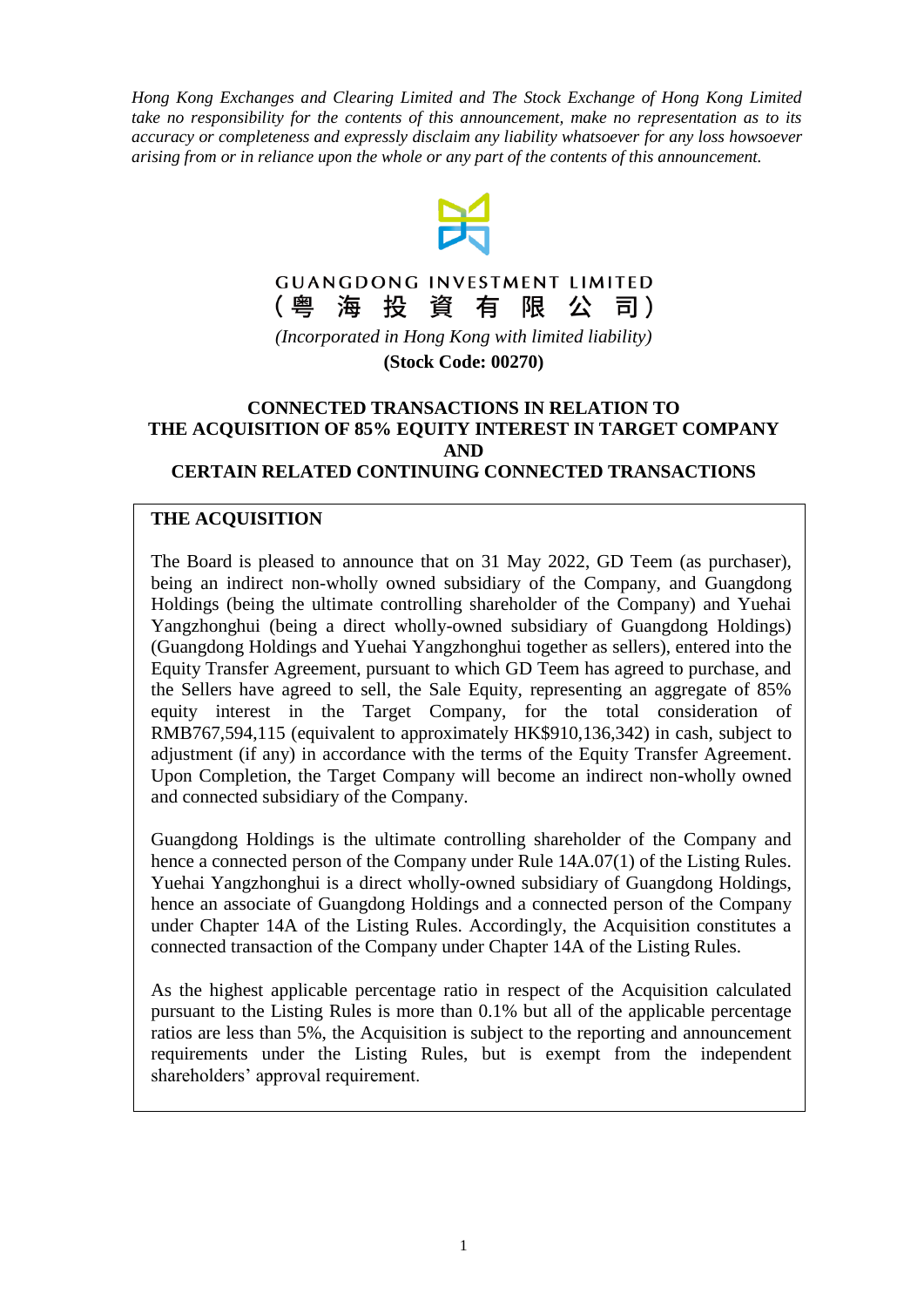*Hong Kong Exchanges and Clearing Limited and The Stock Exchange of Hong Kong Limited take no responsibility for the contents of this announcement, make no representation as to its accuracy or completeness and expressly disclaim any liability whatsoever for any loss howsoever arising from or in reliance upon the whole or any part of the contents of this announcement.*

**GUANGDONG INVESTMENT LIMITED**
**（粵 海 投 資 有 限 公 司）**

*(Incorporated in Hong Kong with limited liability)*

**(Stock Code: 00270)**

# CONNECTED TRANSACTIONS IN RELATION TO THE ACQUISITION OF 85% EQUITY INTEREST IN TARGET COMPANY AND CERTAIN RELATED CONTINUING CONNECTED TRANSACTIONS

## THE ACQUISITION

The Board is pleased to announce that on 31 May 2022, GD Teem (as purchaser), being an indirect non-wholly owned subsidiary of the Company, and Guangdong Holdings (being the ultimate controlling shareholder of the Company) and Yuehai Yangzhonghui (being a direct wholly-owned subsidiary of Guangdong Holdings) (Guangdong Holdings and Yuehai Yangzhonghui together as sellers), entered into the Equity Transfer Agreement, pursuant to which GD Teem has agreed to purchase, and the Sellers have agreed to sell, the Sale Equity, representing an aggregate of 85% equity interest in the Target Company, for the total consideration of RMB767,594,115 (equivalent to approximately HK$910,136,342) in cash, subject to adjustment (if any) in accordance with the terms of the Equity Transfer Agreement. Upon Completion, the Target Company will become an indirect non-wholly owned and connected subsidiary of the Company.

Guangdong Holdings is the ultimate controlling shareholder of the Company and hence a connected person of the Company under Rule 14A.07(1) of the Listing Rules. Yuehai Yangzhonghui is a direct wholly-owned subsidiary of Guangdong Holdings, hence an associate of Guangdong Holdings and a connected person of the Company under Chapter 14A of the Listing Rules. Accordingly, the Acquisition constitutes a connected transaction of the Company under Chapter 14A of the Listing Rules.

As the highest applicable percentage ratio in respect of the Acquisition calculated pursuant to the Listing Rules is more than 0.1% but all of the applicable percentage ratios are less than 5%, the Acquisition is subject to the reporting and announcement requirements under the Listing Rules, but is exempt from the independent shareholders' approval requirement.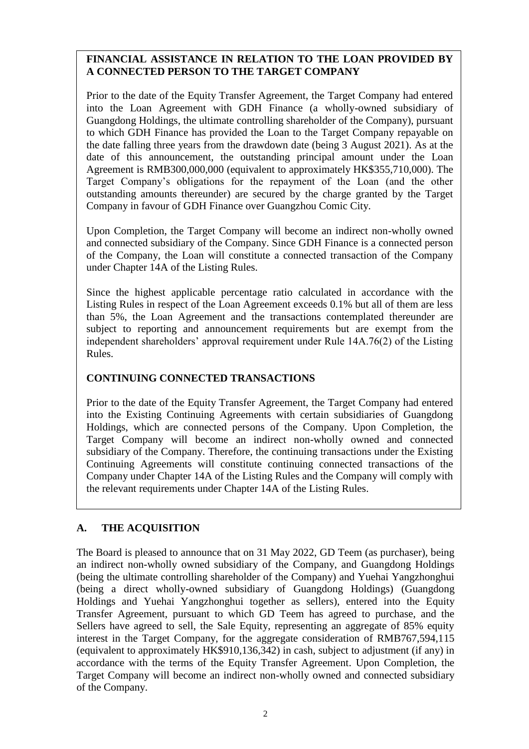**FINANCIAL ASSISTANCE IN RELATION TO THE LOAN PROVIDED BY A CONNECTED PERSON TO THE TARGET COMPANY**

Prior to the date of the Equity Transfer Agreement, the Target Company had entered into the Loan Agreement with GDH Finance (a wholly-owned subsidiary of Guangdong Holdings, the ultimate controlling shareholder of the Company), pursuant to which GDH Finance has provided the Loan to the Target Company repayable on the date falling three years from the drawdown date (being 3 August 2021). As at the date of this announcement, the outstanding principal amount under the Loan Agreement is RMB300,000,000 (equivalent to approximately HK$355,710,000). The Target Company's obligations for the repayment of the Loan (and the other outstanding amounts thereunder) are secured by the charge granted by the Target Company in favour of GDH Finance over Guangzhou Comic City.

Upon Completion, the Target Company will become an indirect non-wholly owned and connected subsidiary of the Company. Since GDH Finance is a connected person of the Company, the Loan will constitute a connected transaction of the Company under Chapter 14A of the Listing Rules.

Since the highest applicable percentage ratio calculated in accordance with the Listing Rules in respect of the Loan Agreement exceeds 0.1% but all of them are less than 5%, the Loan Agreement and the transactions contemplated thereunder are subject to reporting and announcement requirements but are exempt from the independent shareholders' approval requirement under Rule 14A.76(2) of the Listing Rules.

**CONTINUING CONNECTED TRANSACTIONS**

Prior to the date of the Equity Transfer Agreement, the Target Company had entered into the Existing Continuing Agreements with certain subsidiaries of Guangdong Holdings, which are connected persons of the Company. Upon Completion, the Target Company will become an indirect non-wholly owned and connected subsidiary of the Company. Therefore, the continuing transactions under the Existing Continuing Agreements will constitute continuing connected transactions of the Company under Chapter 14A of the Listing Rules and the Company will comply with the relevant requirements under Chapter 14A of the Listing Rules.

## A. THE ACQUISITION

The Board is pleased to announce that on 31 May 2022, GD Teem (as purchaser), being an indirect non-wholly owned subsidiary of the Company, and Guangdong Holdings (being the ultimate controlling shareholder of the Company) and Yuehai Yangzhonghui (being a direct wholly-owned subsidiary of Guangdong Holdings) (Guangdong Holdings and Yuehai Yangzhonghui together as sellers), entered into the Equity Transfer Agreement, pursuant to which GD Teem has agreed to purchase, and the Sellers have agreed to sell, the Sale Equity, representing an aggregate of 85% equity interest in the Target Company, for the aggregate consideration of RMB767,594,115 (equivalent to approximately HK$910,136,342) in cash, subject to adjustment (if any) in accordance with the terms of the Equity Transfer Agreement. Upon Completion, the Target Company will become an indirect non-wholly owned and connected subsidiary of the Company.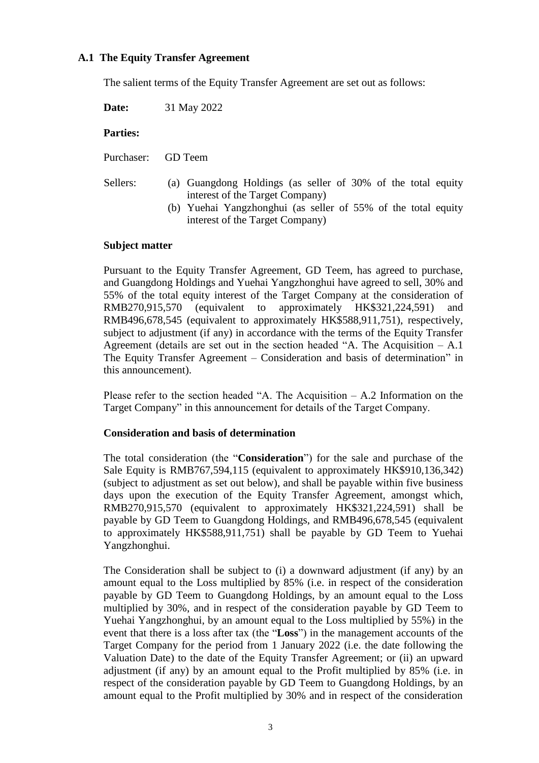### A.1 The Equity Transfer Agreement

The salient terms of the Equity Transfer Agreement are set out as follows:

**Date:** 31 May 2022

**Parties:**

Purchaser: GD Teem

Sellers:
- (a) Guangdong Holdings (as seller of 30% of the total equity interest of the Target Company)
- (b) Yuehai Yangzhonghui (as seller of 55% of the total equity interest of the Target Company)

**Subject matter**

Pursuant to the Equity Transfer Agreement, GD Teem, has agreed to purchase, and Guangdong Holdings and Yuehai Yangzhonghui have agreed to sell, 30% and 55% of the total equity interest of the Target Company at the consideration of RMB270,915,570 (equivalent to approximately HK$321,224,591) and RMB496,678,545 (equivalent to approximately HK$588,911,751), respectively, subject to adjustment (if any) in accordance with the terms of the Equity Transfer Agreement (details are set out in the section headed "A. The Acquisition – A.1 The Equity Transfer Agreement – Consideration and basis of determination" in this announcement).

Please refer to the section headed "A. The Acquisition – A.2 Information on the Target Company" in this announcement for details of the Target Company.

**Consideration and basis of determination**

The total consideration (the "**Consideration**") for the sale and purchase of the Sale Equity is RMB767,594,115 (equivalent to approximately HK$910,136,342) (subject to adjustment as set out below), and shall be payable within five business days upon the execution of the Equity Transfer Agreement, amongst which, RMB270,915,570 (equivalent to approximately HK$321,224,591) shall be payable by GD Teem to Guangdong Holdings, and RMB496,678,545 (equivalent to approximately HK$588,911,751) shall be payable by GD Teem to Yuehai Yangzhonghui.

The Consideration shall be subject to (i) a downward adjustment (if any) by an amount equal to the Loss multiplied by 85% (i.e. in respect of the consideration payable by GD Teem to Guangdong Holdings, by an amount equal to the Loss multiplied by 30%, and in respect of the consideration payable by GD Teem to Yuehai Yangzhonghui, by an amount equal to the Loss multiplied by 55%) in the event that there is a loss after tax (the "**Loss**") in the management accounts of the Target Company for the period from 1 January 2022 (i.e. the date following the Valuation Date) to the date of the Equity Transfer Agreement; or (ii) an upward adjustment (if any) by an amount equal to the Profit multiplied by 85% (i.e. in respect of the consideration payable by GD Teem to Guangdong Holdings, by an amount equal to the Profit multiplied by 30% and in respect of the consideration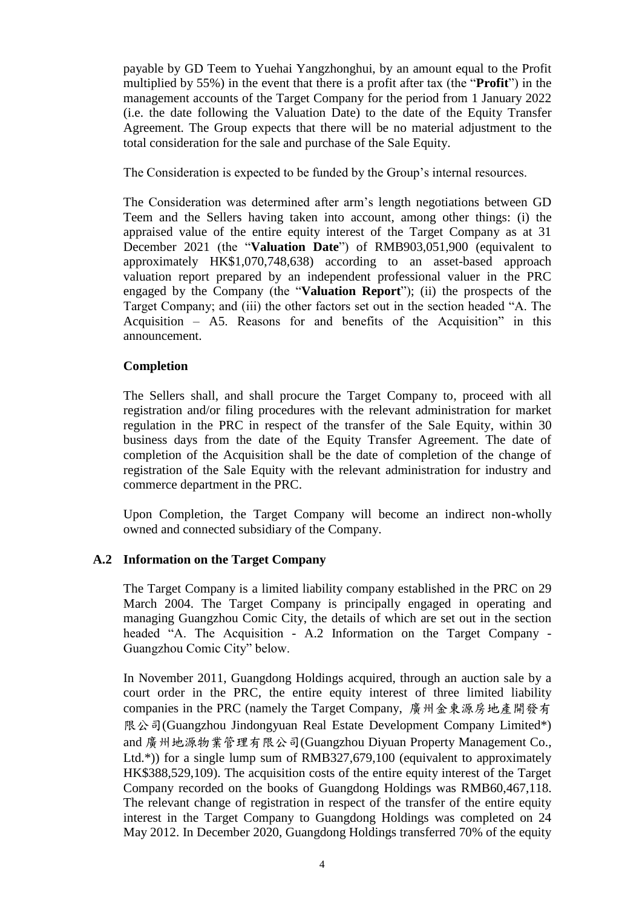payable by GD Teem to Yuehai Yangzhonghui, by an amount equal to the Profit multiplied by 55%) in the event that there is a profit after tax (the "**Profit**") in the management accounts of the Target Company for the period from 1 January 2022 (i.e. the date following the Valuation Date) to the date of the Equity Transfer Agreement. The Group expects that there will be no material adjustment to the total consideration for the sale and purchase of the Sale Equity.

The Consideration is expected to be funded by the Group's internal resources.

The Consideration was determined after arm's length negotiations between GD Teem and the Sellers having taken into account, among other things: (i) the appraised value of the entire equity interest of the Target Company as at 31 December 2021 (the "**Valuation Date**") of RMB903,051,900 (equivalent to approximately HK$1,070,748,638) according to an asset-based approach valuation report prepared by an independent professional valuer in the PRC engaged by the Company (the "**Valuation Report**"); (ii) the prospects of the Target Company; and (iii) the other factors set out in the section headed "A. The Acquisition – A5. Reasons for and benefits of the Acquisition" in this announcement.

**Completion**

The Sellers shall, and shall procure the Target Company to, proceed with all registration and/or filing procedures with the relevant administration for market regulation in the PRC in respect of the transfer of the Sale Equity, within 30 business days from the date of the Equity Transfer Agreement. The date of completion of the Acquisition shall be the date of completion of the change of registration of the Sale Equity with the relevant administration for industry and commerce department in the PRC.

Upon Completion, the Target Company will become an indirect non-wholly owned and connected subsidiary of the Company.

## A.2 Information on the Target Company

The Target Company is a limited liability company established in the PRC on 29 March 2004. The Target Company is principally engaged in operating and managing Guangzhou Comic City, the details of which are set out in the section headed "A. The Acquisition - A.2 Information on the Target Company - Guangzhou Comic City" below.

In November 2011, Guangdong Holdings acquired, through an auction sale by a court order in the PRC, the entire equity interest of three limited liability companies in the PRC (namely the Target Company, 廣州金東源房地產開發有限公司(Guangzhou Jindongyuan Real Estate Development Company Limited*) and 廣州地源物業管理有限公司(Guangzhou Diyuan Property Management Co., Ltd.*)) for a single lump sum of RMB327,679,100 (equivalent to approximately HK$388,529,109). The acquisition costs of the entire equity interest of the Target Company recorded on the books of Guangdong Holdings was RMB60,467,118. The relevant change of registration in respect of the transfer of the entire equity interest in the Target Company to Guangdong Holdings was completed on 24 May 2012. In December 2020, Guangdong Holdings transferred 70% of the equity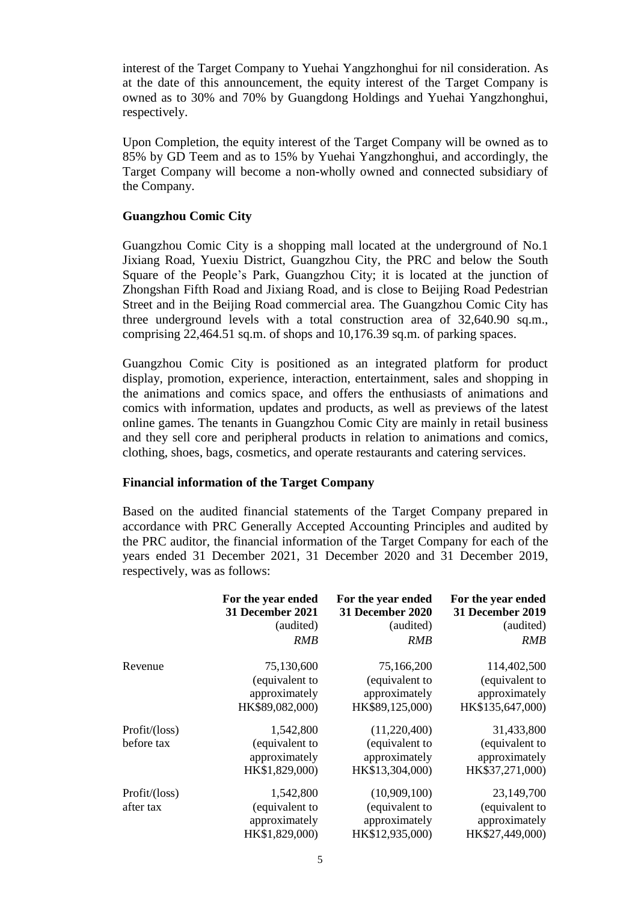interest of the Target Company to Yuehai Yangzhonghui for nil consideration. As at the date of this announcement, the equity interest of the Target Company is owned as to 30% and 70% by Guangdong Holdings and Yuehai Yangzhonghui, respectively.

Upon Completion, the equity interest of the Target Company will be owned as to 85% by GD Teem and as to 15% by Yuehai Yangzhonghui, and accordingly, the Target Company will become a non-wholly owned and connected subsidiary of the Company.

**Guangzhou Comic City**

Guangzhou Comic City is a shopping mall located at the underground of No.1 Jixiang Road, Yuexiu District, Guangzhou City, the PRC and below the South Square of the People's Park, Guangzhou City; it is located at the junction of Zhongshan Fifth Road and Jixiang Road, and is close to Beijing Road Pedestrian Street and in the Beijing Road commercial area. The Guangzhou Comic City has three underground levels with a total construction area of 32,640.90 sq.m., comprising 22,464.51 sq.m. of shops and 10,176.39 sq.m. of parking spaces.

Guangzhou Comic City is positioned as an integrated platform for product display, promotion, experience, interaction, entertainment, sales and shopping in the animations and comics space, and offers the enthusiasts of animations and comics with information, updates and products, as well as previews of the latest online games. The tenants in Guangzhou Comic City are mainly in retail business and they sell core and peripheral products in relation to animations and comics, clothing, shoes, bags, cosmetics, and operate restaurants and catering services.

**Financial information of the Target Company**

Based on the audited financial statements of the Target Company prepared in accordance with PRC Generally Accepted Accounting Principles and audited by the PRC auditor, the financial information of the Target Company for each of the years ended 31 December 2021, 31 December 2020 and 31 December 2019, respectively, was as follows:

| | **For the year ended 31 December 2021** (audited) *RMB* | **For the year ended 31 December 2020** (audited) *RMB* | **For the year ended 31 December 2019** (audited) *RMB* |
|---|---|---|---|
| Revenue | 75,130,600 (equivalent to approximately HK$89,082,000) | 75,166,200 (equivalent to approximately HK$89,125,000) | 114,402,500 (equivalent to approximately HK$135,647,000) |
| Profit/(loss) before tax | 1,542,800 (equivalent to approximately HK$1,829,000) | (11,220,400) (equivalent to approximately HK$13,304,000) | 31,433,800 (equivalent to approximately HK$37,271,000) |
| Profit/(loss) after tax | 1,542,800 (equivalent to approximately HK$1,829,000) | (10,909,100) (equivalent to approximately HK$12,935,000) | 23,149,700 (equivalent to approximately HK$27,449,000) |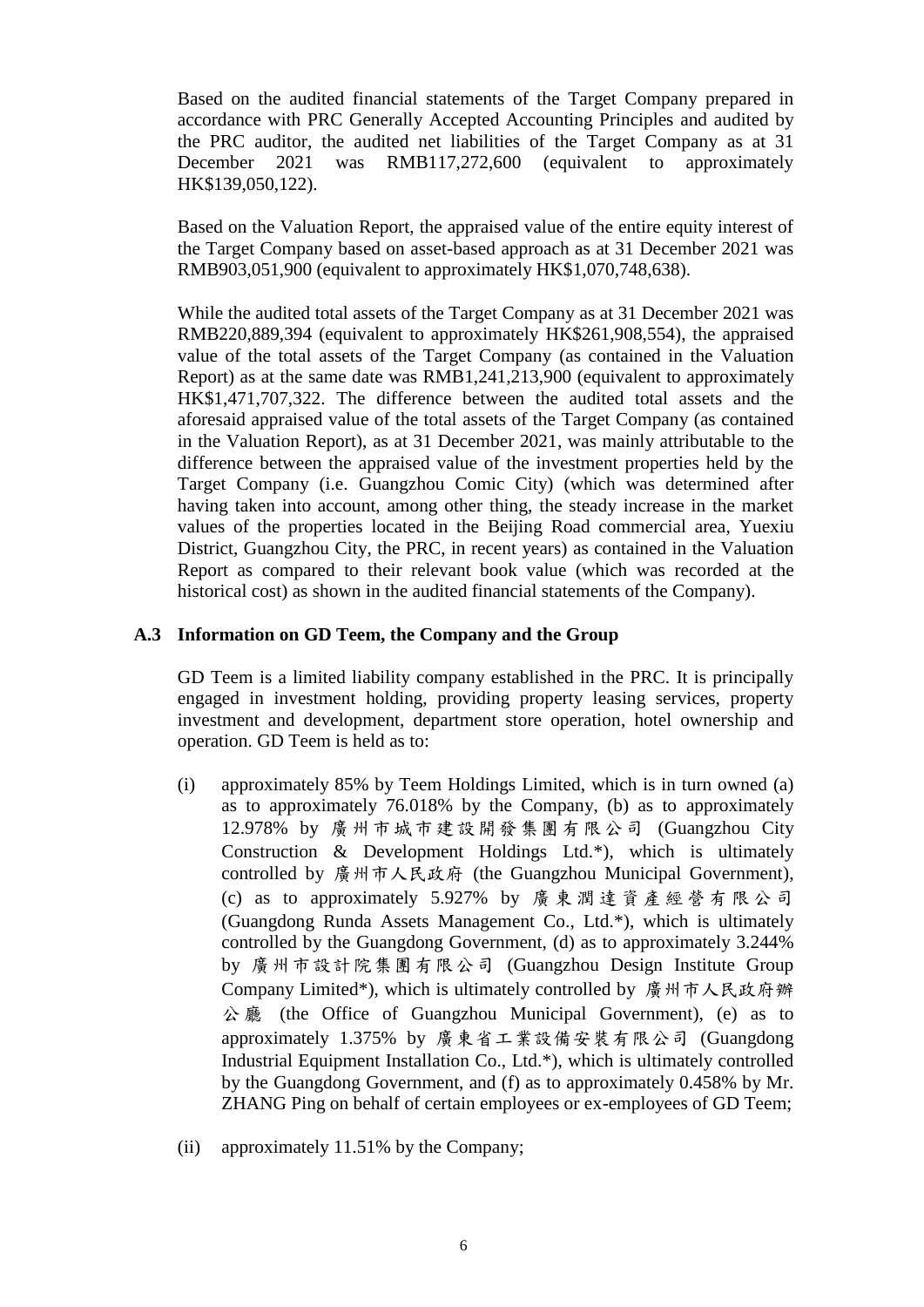Based on the audited financial statements of the Target Company prepared in accordance with PRC Generally Accepted Accounting Principles and audited by the PRC auditor, the audited net liabilities of the Target Company as at 31 December 2021 was RMB117,272,600 (equivalent to approximately HK$139,050,122).

Based on the Valuation Report, the appraised value of the entire equity interest of the Target Company based on asset-based approach as at 31 December 2021 was RMB903,051,900 (equivalent to approximately HK$1,070,748,638).

While the audited total assets of the Target Company as at 31 December 2021 was RMB220,889,394 (equivalent to approximately HK$261,908,554), the appraised value of the total assets of the Target Company (as contained in the Valuation Report) as at the same date was RMB1,241,213,900 (equivalent to approximately HK$1,471,707,322. The difference between the audited total assets and the aforesaid appraised value of the total assets of the Target Company (as contained in the Valuation Report), as at 31 December 2021, was mainly attributable to the difference between the appraised value of the investment properties held by the Target Company (i.e. Guangzhou Comic City) (which was determined after having taken into account, among other thing, the steady increase in the market values of the properties located in the Beijing Road commercial area, Yuexiu District, Guangzhou City, the PRC, in recent years) as contained in the Valuation Report as compared to their relevant book value (which was recorded at the historical cost) as shown in the audited financial statements of the Company).

### A.3 Information on GD Teem, the Company and the Group

GD Teem is a limited liability company established in the PRC. It is principally engaged in investment holding, providing property leasing services, property investment and development, department store operation, hotel ownership and operation. GD Teem is held as to:

(i) approximately 85% by Teem Holdings Limited, which is in turn owned (a) as to approximately 76.018% by the Company, (b) as to approximately 12.978% by 廣州市城市建設開發集團有限公司 (Guangzhou City Construction & Development Holdings Ltd.*), which is ultimately controlled by 廣州市人民政府 (the Guangzhou Municipal Government), (c) as to approximately 5.927% by 廣東潤達資產經營有限公司 (Guangdong Runda Assets Management Co., Ltd.*), which is ultimately controlled by the Guangdong Government, (d) as to approximately 3.244% by 廣州市設計院集團有限公司 (Guangzhou Design Institute Group Company Limited*), which is ultimately controlled by 廣州市人民政府辦公廳 (the Office of Guangzhou Municipal Government), (e) as to approximately 1.375% by 廣東省工業設備安裝有限公司 (Guangdong Industrial Equipment Installation Co., Ltd.*), which is ultimately controlled by the Guangdong Government, and (f) as to approximately 0.458% by Mr. ZHANG Ping on behalf of certain employees or ex-employees of GD Teem;

(ii) approximately 11.51% by the Company;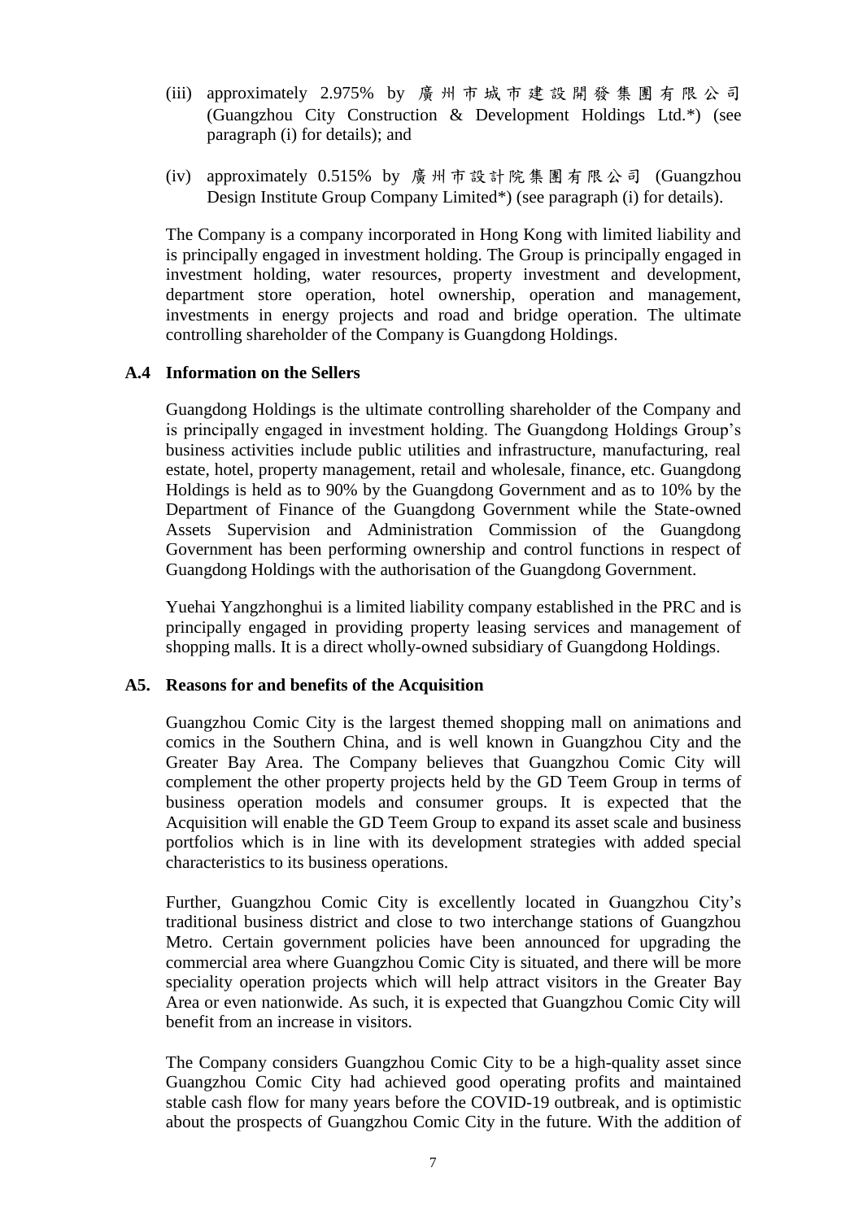(iii) approximately 2.975% by 廣州市城市建設開發集團有限公司 (Guangzhou City Construction & Development Holdings Ltd.*) (see paragraph (i) for details); and

(iv) approximately 0.515% by 廣州市設計院集團有限公司 (Guangzhou Design Institute Group Company Limited*) (see paragraph (i) for details).

The Company is a company incorporated in Hong Kong with limited liability and is principally engaged in investment holding. The Group is principally engaged in investment holding, water resources, property investment and development, department store operation, hotel ownership, operation and management, investments in energy projects and road and bridge operation. The ultimate controlling shareholder of the Company is Guangdong Holdings.

### A.4 Information on the Sellers

Guangdong Holdings is the ultimate controlling shareholder of the Company and is principally engaged in investment holding. The Guangdong Holdings Group's business activities include public utilities and infrastructure, manufacturing, real estate, hotel, property management, retail and wholesale, finance, etc. Guangdong Holdings is held as to 90% by the Guangdong Government and as to 10% by the Department of Finance of the Guangdong Government while the State-owned Assets Supervision and Administration Commission of the Guangdong Government has been performing ownership and control functions in respect of Guangdong Holdings with the authorisation of the Guangdong Government.

Yuehai Yangzhonghui is a limited liability company established in the PRC and is principally engaged in providing property leasing services and management of shopping malls. It is a direct wholly-owned subsidiary of Guangdong Holdings.

### A5. Reasons for and benefits of the Acquisition

Guangzhou Comic City is the largest themed shopping mall on animations and comics in the Southern China, and is well known in Guangzhou City and the Greater Bay Area. The Company believes that Guangzhou Comic City will complement the other property projects held by the GD Teem Group in terms of business operation models and consumer groups. It is expected that the Acquisition will enable the GD Teem Group to expand its asset scale and business portfolios which is in line with its development strategies with added special characteristics to its business operations.

Further, Guangzhou Comic City is excellently located in Guangzhou City's traditional business district and close to two interchange stations of Guangzhou Metro. Certain government policies have been announced for upgrading the commercial area where Guangzhou Comic City is situated, and there will be more speciality operation projects which will help attract visitors in the Greater Bay Area or even nationwide. As such, it is expected that Guangzhou Comic City will benefit from an increase in visitors.

The Company considers Guangzhou Comic City to be a high-quality asset since Guangzhou Comic City had achieved good operating profits and maintained stable cash flow for many years before the COVID-19 outbreak, and is optimistic about the prospects of Guangzhou Comic City in the future. With the addition of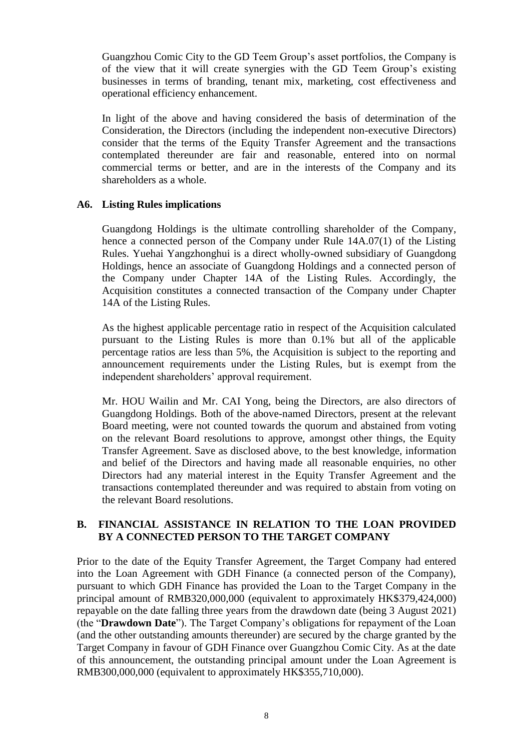Guangzhou Comic City to the GD Teem Group's asset portfolios, the Company is of the view that it will create synergies with the GD Teem Group's existing businesses in terms of branding, tenant mix, marketing, cost effectiveness and operational efficiency enhancement.

In light of the above and having considered the basis of determination of the Consideration, the Directors (including the independent non-executive Directors) consider that the terms of the Equity Transfer Agreement and the transactions contemplated thereunder are fair and reasonable, entered into on normal commercial terms or better, and are in the interests of the Company and its shareholders as a whole.

### A6. Listing Rules implications

Guangdong Holdings is the ultimate controlling shareholder of the Company, hence a connected person of the Company under Rule 14A.07(1) of the Listing Rules. Yuehai Yangzhonghui is a direct wholly-owned subsidiary of Guangdong Holdings, hence an associate of Guangdong Holdings and a connected person of the Company under Chapter 14A of the Listing Rules. Accordingly, the Acquisition constitutes a connected transaction of the Company under Chapter 14A of the Listing Rules.

As the highest applicable percentage ratio in respect of the Acquisition calculated pursuant to the Listing Rules is more than 0.1% but all of the applicable percentage ratios are less than 5%, the Acquisition is subject to the reporting and announcement requirements under the Listing Rules, but is exempt from the independent shareholders' approval requirement.

Mr. HOU Wailin and Mr. CAI Yong, being the Directors, are also directors of Guangdong Holdings. Both of the above-named Directors, present at the relevant Board meeting, were not counted towards the quorum and abstained from voting on the relevant Board resolutions to approve, amongst other things, the Equity Transfer Agreement. Save as disclosed above, to the best knowledge, information and belief of the Directors and having made all reasonable enquiries, no other Directors had any material interest in the Equity Transfer Agreement and the transactions contemplated thereunder and was required to abstain from voting on the relevant Board resolutions.

## B. FINANCIAL ASSISTANCE IN RELATION TO THE LOAN PROVIDED BY A CONNECTED PERSON TO THE TARGET COMPANY

Prior to the date of the Equity Transfer Agreement, the Target Company had entered into the Loan Agreement with GDH Finance (a connected person of the Company), pursuant to which GDH Finance has provided the Loan to the Target Company in the principal amount of RMB320,000,000 (equivalent to approximately HK$379,424,000) repayable on the date falling three years from the drawdown date (being 3 August 2021) (the "**Drawdown Date**"). The Target Company's obligations for repayment of the Loan (and the other outstanding amounts thereunder) are secured by the charge granted by the Target Company in favour of GDH Finance over Guangzhou Comic City. As at the date of this announcement, the outstanding principal amount under the Loan Agreement is RMB300,000,000 (equivalent to approximately HK$355,710,000).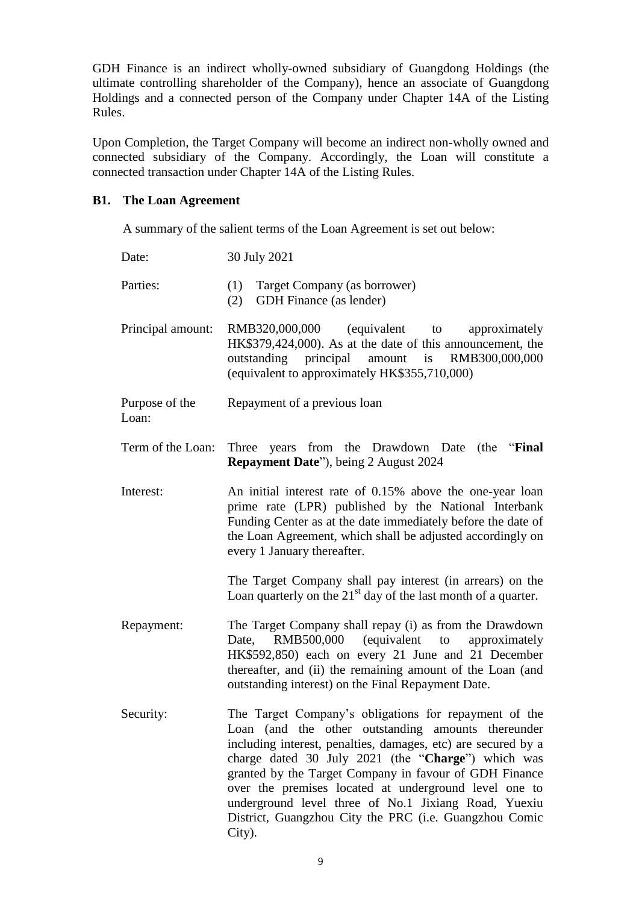GDH Finance is an indirect wholly-owned subsidiary of Guangdong Holdings (the ultimate controlling shareholder of the Company), hence an associate of Guangdong Holdings and a connected person of the Company under Chapter 14A of the Listing Rules.

Upon Completion, the Target Company will become an indirect non-wholly owned and connected subsidiary of the Company. Accordingly, the Loan will constitute a connected transaction under Chapter 14A of the Listing Rules.

### B1. The Loan Agreement

A summary of the salient terms of the Loan Agreement is set out below:

| | |
|---|---|
| Date: | 30 July 2021 |
| Parties: | (1) Target Company (as borrower)<br>(2) GDH Finance (as lender) |
| Principal amount: | RMB320,000,000 (equivalent to approximately HK$379,424,000). As at the date of this announcement, the outstanding principal amount is RMB300,000,000 (equivalent to approximately HK$355,710,000) |
| Purpose of the Loan: | Repayment of a previous loan |
| Term of the Loan: | Three years from the Drawdown Date (the "**Final Repayment Date**"), being 2 August 2024 |
| Interest: | An initial interest rate of 0.15% above the one-year loan prime rate (LPR) published by the National Interbank Funding Center as at the date immediately before the date of the Loan Agreement, which shall be adjusted accordingly on every 1 January thereafter.<br><br>The Target Company shall pay interest (in arrears) on the Loan quarterly on the 21st day of the last month of a quarter. |
| Repayment: | The Target Company shall repay (i) as from the Drawdown Date, RMB500,000 (equivalent to approximately HK$592,850) each on every 21 June and 21 December thereafter, and (ii) the remaining amount of the Loan (and outstanding interest) on the Final Repayment Date. |
| Security: | The Target Company's obligations for repayment of the Loan (and the other outstanding amounts thereunder including interest, penalties, damages, etc) are secured by a charge dated 30 July 2021 (the "**Charge**") which was granted by the Target Company in favour of GDH Finance over the premises located at underground level one to underground level three of No.1 Jixiang Road, Yuexiu District, Guangzhou City the PRC (i.e. Guangzhou Comic City). |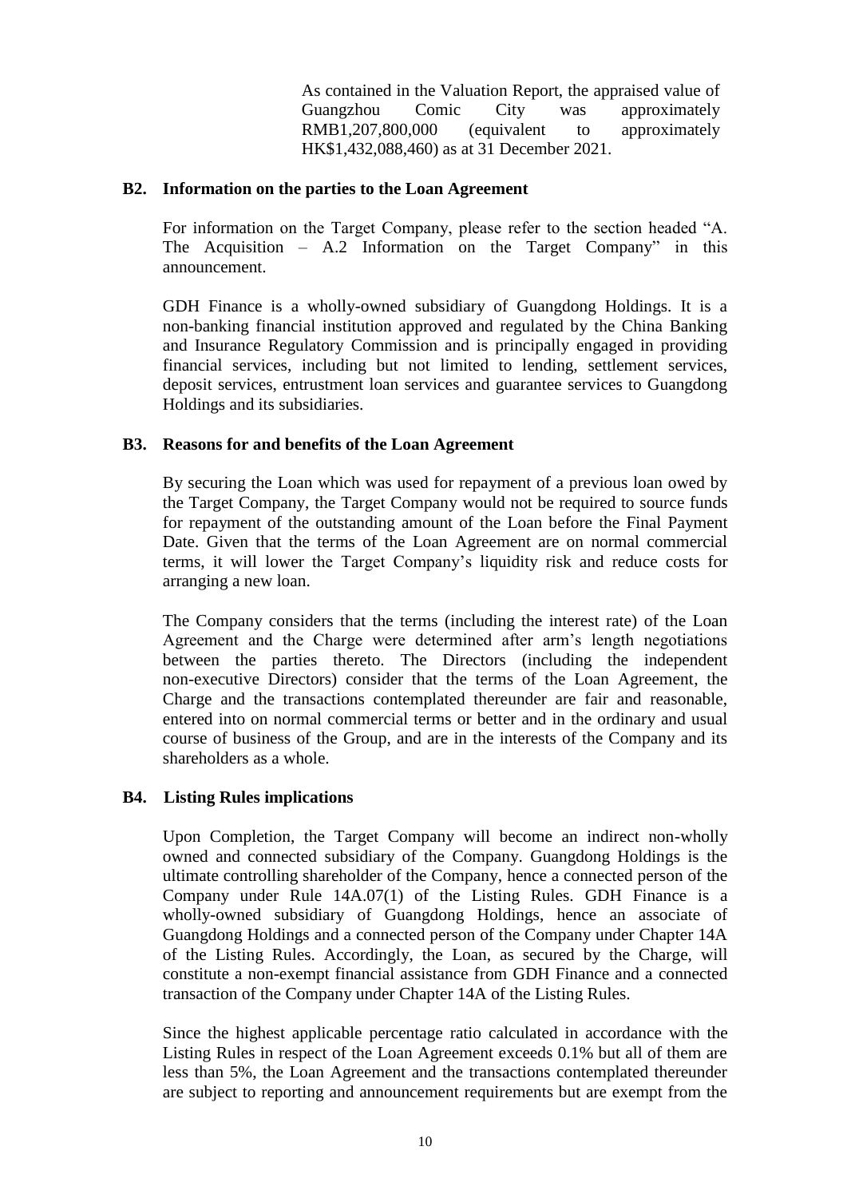As contained in the Valuation Report, the appraised value of Guangzhou Comic City was approximately RMB1,207,800,000 (equivalent to approximately HK$1,432,088,460) as at 31 December 2021.

### B2. Information on the parties to the Loan Agreement

For information on the Target Company, please refer to the section headed "A. The Acquisition – A.2 Information on the Target Company" in this announcement.

GDH Finance is a wholly-owned subsidiary of Guangdong Holdings. It is a non-banking financial institution approved and regulated by the China Banking and Insurance Regulatory Commission and is principally engaged in providing financial services, including but not limited to lending, settlement services, deposit services, entrustment loan services and guarantee services to Guangdong Holdings and its subsidiaries.

### B3. Reasons for and benefits of the Loan Agreement

By securing the Loan which was used for repayment of a previous loan owed by the Target Company, the Target Company would not be required to source funds for repayment of the outstanding amount of the Loan before the Final Payment Date. Given that the terms of the Loan Agreement are on normal commercial terms, it will lower the Target Company's liquidity risk and reduce costs for arranging a new loan.

The Company considers that the terms (including the interest rate) of the Loan Agreement and the Charge were determined after arm's length negotiations between the parties thereto. The Directors (including the independent non-executive Directors) consider that the terms of the Loan Agreement, the Charge and the transactions contemplated thereunder are fair and reasonable, entered into on normal commercial terms or better and in the ordinary and usual course of business of the Group, and are in the interests of the Company and its shareholders as a whole.

### B4. Listing Rules implications

Upon Completion, the Target Company will become an indirect non-wholly owned and connected subsidiary of the Company. Guangdong Holdings is the ultimate controlling shareholder of the Company, hence a connected person of the Company under Rule 14A.07(1) of the Listing Rules. GDH Finance is a wholly-owned subsidiary of Guangdong Holdings, hence an associate of Guangdong Holdings and a connected person of the Company under Chapter 14A of the Listing Rules. Accordingly, the Loan, as secured by the Charge, will constitute a non-exempt financial assistance from GDH Finance and a connected transaction of the Company under Chapter 14A of the Listing Rules.

Since the highest applicable percentage ratio calculated in accordance with the Listing Rules in respect of the Loan Agreement exceeds 0.1% but all of them are less than 5%, the Loan Agreement and the transactions contemplated thereunder are subject to reporting and announcement requirements but are exempt from the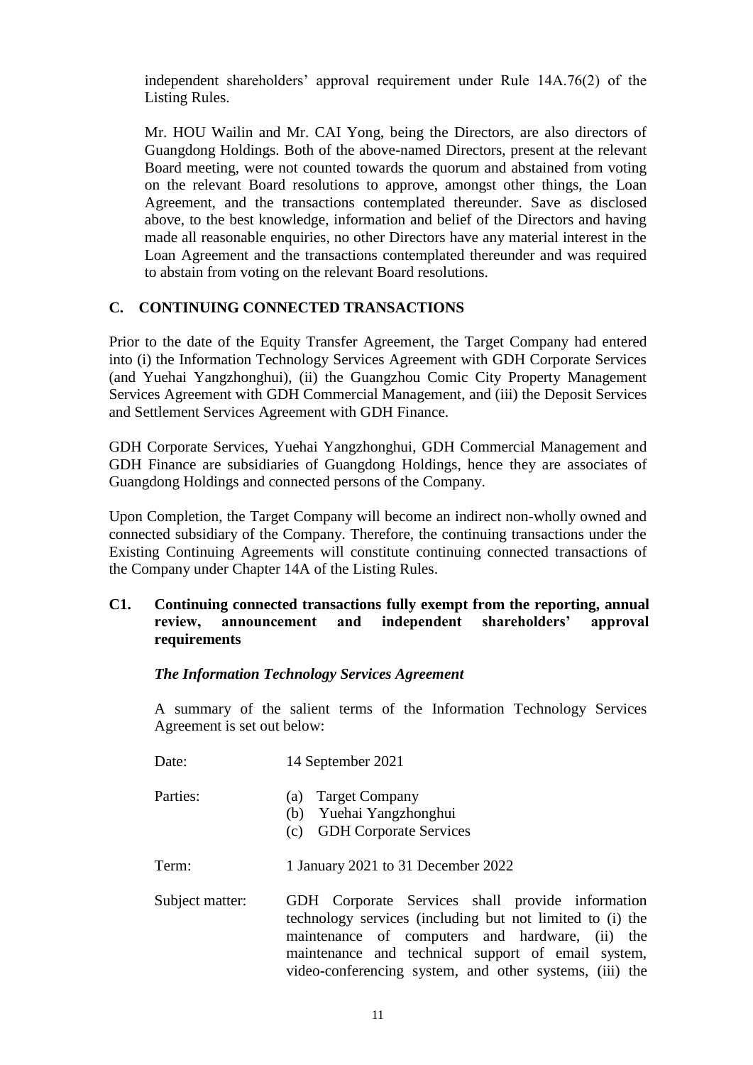independent shareholders' approval requirement under Rule 14A.76(2) of the Listing Rules.

Mr. HOU Wailin and Mr. CAI Yong, being the Directors, are also directors of Guangdong Holdings. Both of the above-named Directors, present at the relevant Board meeting, were not counted towards the quorum and abstained from voting on the relevant Board resolutions to approve, amongst other things, the Loan Agreement, and the transactions contemplated thereunder. Save as disclosed above, to the best knowledge, information and belief of the Directors and having made all reasonable enquiries, no other Directors have any material interest in the Loan Agreement and the transactions contemplated thereunder and was required to abstain from voting on the relevant Board resolutions.

## C. CONTINUING CONNECTED TRANSACTIONS

Prior to the date of the Equity Transfer Agreement, the Target Company had entered into (i) the Information Technology Services Agreement with GDH Corporate Services (and Yuehai Yangzhonghui), (ii) the Guangzhou Comic City Property Management Services Agreement with GDH Commercial Management, and (iii) the Deposit Services and Settlement Services Agreement with GDH Finance.

GDH Corporate Services, Yuehai Yangzhonghui, GDH Commercial Management and GDH Finance are subsidiaries of Guangdong Holdings, hence they are associates of Guangdong Holdings and connected persons of the Company.

Upon Completion, the Target Company will become an indirect non-wholly owned and connected subsidiary of the Company. Therefore, the continuing transactions under the Existing Continuing Agreements will constitute continuing connected transactions of the Company under Chapter 14A of the Listing Rules.

### C1. Continuing connected transactions fully exempt from the reporting, annual review, announcement and independent shareholders' approval requirements

***The Information Technology Services Agreement***

A summary of the salient terms of the Information Technology Services Agreement is set out below:

Date: 14 September 2021

Parties:
- (a) Target Company
- (b) Yuehai Yangzhonghui
- (c) GDH Corporate Services

Term: 1 January 2021 to 31 December 2022

Subject matter: GDH Corporate Services shall provide information technology services (including but not limited to (i) the maintenance of computers and hardware, (ii) the maintenance and technical support of email system, video-conferencing system, and other systems, (iii) the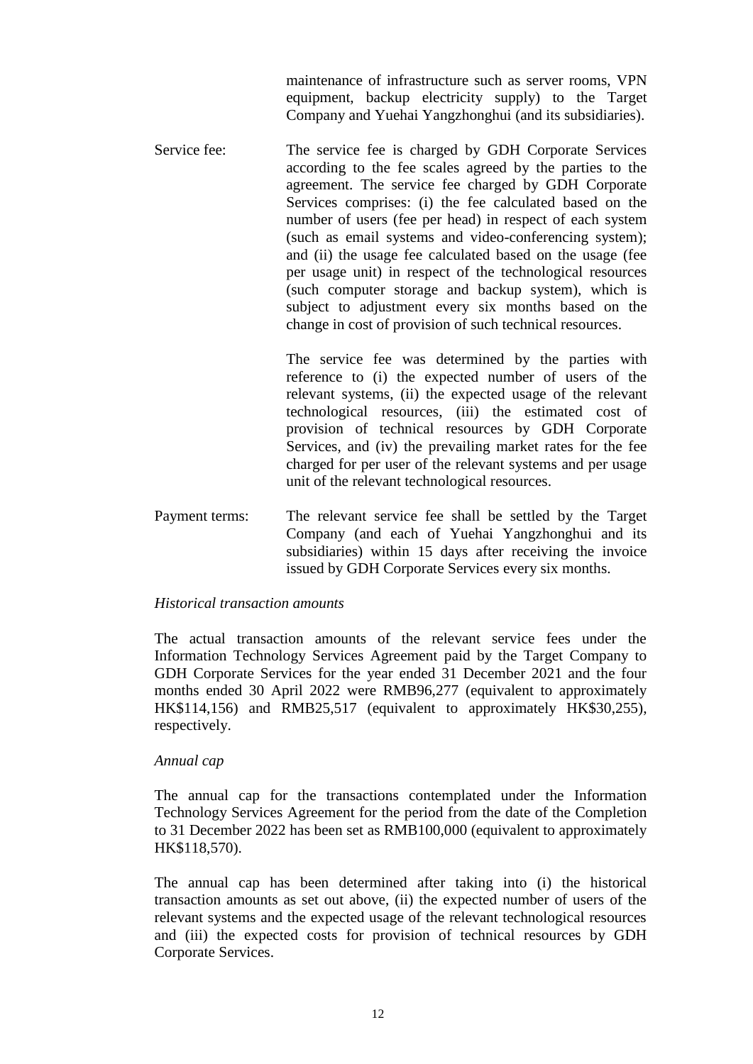maintenance of infrastructure such as server rooms, VPN equipment, backup electricity supply) to the Target Company and Yuehai Yangzhonghui (and its subsidiaries).

Service fee: The service fee is charged by GDH Corporate Services according to the fee scales agreed by the parties to the agreement. The service fee charged by GDH Corporate Services comprises: (i) the fee calculated based on the number of users (fee per head) in respect of each system (such as email systems and video-conferencing system); and (ii) the usage fee calculated based on the usage (fee per usage unit) in respect of the technological resources (such computer storage and backup system), which is subject to adjustment every six months based on the change in cost of provision of such technical resources.

The service fee was determined by the parties with reference to (i) the expected number of users of the relevant systems, (ii) the expected usage of the relevant technological resources, (iii) the estimated cost of provision of technical resources by GDH Corporate Services, and (iv) the prevailing market rates for the fee charged for per user of the relevant systems and per usage unit of the relevant technological resources.

Payment terms: The relevant service fee shall be settled by the Target Company (and each of Yuehai Yangzhonghui and its subsidiaries) within 15 days after receiving the invoice issued by GDH Corporate Services every six months.

*Historical transaction amounts*

The actual transaction amounts of the relevant service fees under the Information Technology Services Agreement paid by the Target Company to GDH Corporate Services for the year ended 31 December 2021 and the four months ended 30 April 2022 were RMB96,277 (equivalent to approximately HK$114,156) and RMB25,517 (equivalent to approximately HK$30,255), respectively.

*Annual cap*

The annual cap for the transactions contemplated under the Information Technology Services Agreement for the period from the date of the Completion to 31 December 2022 has been set as RMB100,000 (equivalent to approximately HK$118,570).

The annual cap has been determined after taking into (i) the historical transaction amounts as set out above, (ii) the expected number of users of the relevant systems and the expected usage of the relevant technological resources and (iii) the expected costs for provision of technical resources by GDH Corporate Services.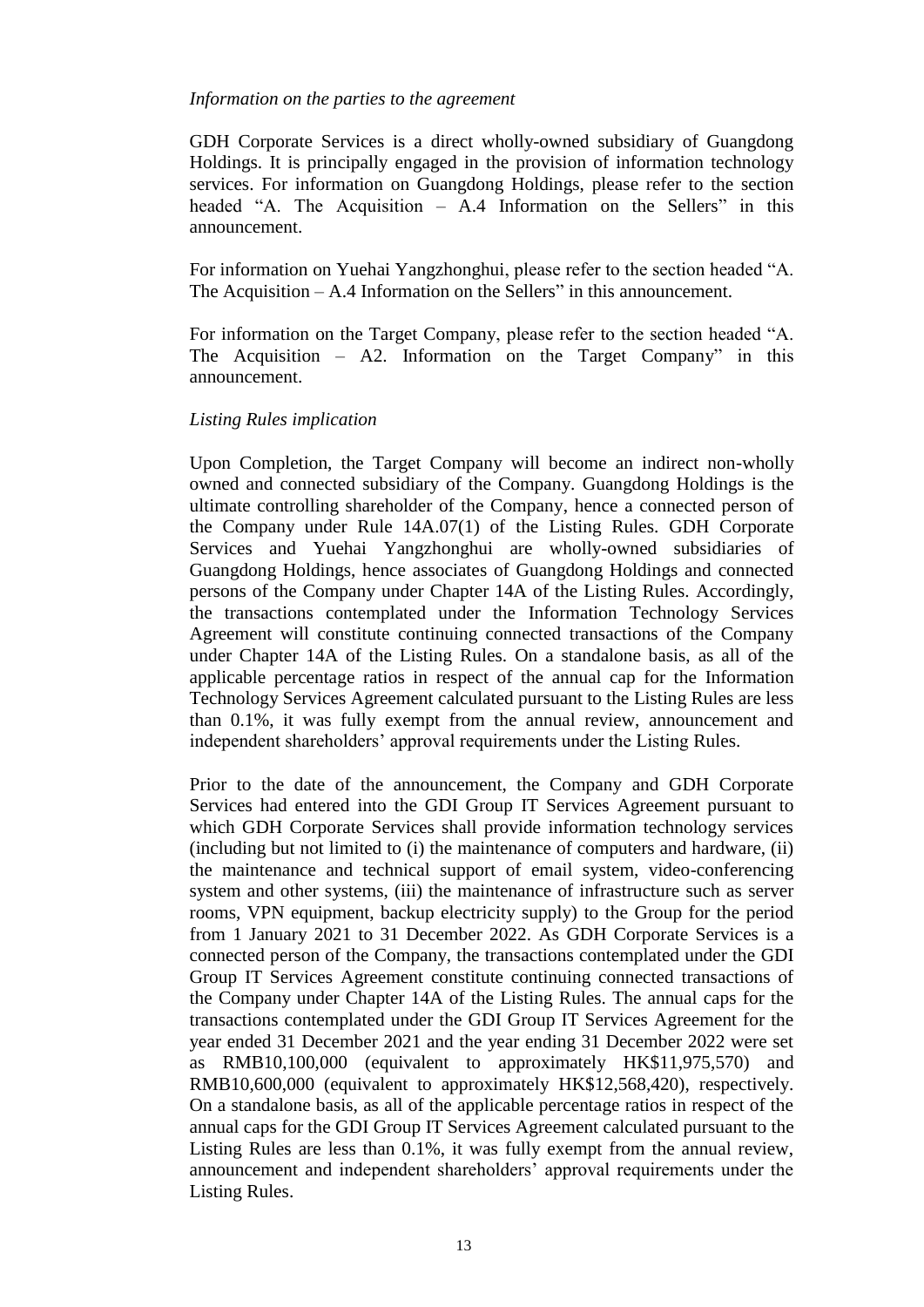*Information on the parties to the agreement*

GDH Corporate Services is a direct wholly-owned subsidiary of Guangdong Holdings. It is principally engaged in the provision of information technology services. For information on Guangdong Holdings, please refer to the section headed "A. The Acquisition – A.4 Information on the Sellers" in this announcement.

For information on Yuehai Yangzhonghui, please refer to the section headed "A. The Acquisition – A.4 Information on the Sellers" in this announcement.

For information on the Target Company, please refer to the section headed "A. The Acquisition – A2. Information on the Target Company" in this announcement.

*Listing Rules implication*

Upon Completion, the Target Company will become an indirect non-wholly owned and connected subsidiary of the Company. Guangdong Holdings is the ultimate controlling shareholder of the Company, hence a connected person of the Company under Rule 14A.07(1) of the Listing Rules. GDH Corporate Services and Yuehai Yangzhonghui are wholly-owned subsidiaries of Guangdong Holdings, hence associates of Guangdong Holdings and connected persons of the Company under Chapter 14A of the Listing Rules. Accordingly, the transactions contemplated under the Information Technology Services Agreement will constitute continuing connected transactions of the Company under Chapter 14A of the Listing Rules. On a standalone basis, as all of the applicable percentage ratios in respect of the annual cap for the Information Technology Services Agreement calculated pursuant to the Listing Rules are less than 0.1%, it was fully exempt from the annual review, announcement and independent shareholders' approval requirements under the Listing Rules.

Prior to the date of the announcement, the Company and GDH Corporate Services had entered into the GDI Group IT Services Agreement pursuant to which GDH Corporate Services shall provide information technology services (including but not limited to (i) the maintenance of computers and hardware, (ii) the maintenance and technical support of email system, video-conferencing system and other systems, (iii) the maintenance of infrastructure such as server rooms, VPN equipment, backup electricity supply) to the Group for the period from 1 January 2021 to 31 December 2022. As GDH Corporate Services is a connected person of the Company, the transactions contemplated under the GDI Group IT Services Agreement constitute continuing connected transactions of the Company under Chapter 14A of the Listing Rules. The annual caps for the transactions contemplated under the GDI Group IT Services Agreement for the year ended 31 December 2021 and the year ending 31 December 2022 were set as RMB10,100,000 (equivalent to approximately HK$11,975,570) and RMB10,600,000 (equivalent to approximately HK$12,568,420), respectively. On a standalone basis, as all of the applicable percentage ratios in respect of the annual caps for the GDI Group IT Services Agreement calculated pursuant to the Listing Rules are less than 0.1%, it was fully exempt from the annual review, announcement and independent shareholders' approval requirements under the Listing Rules.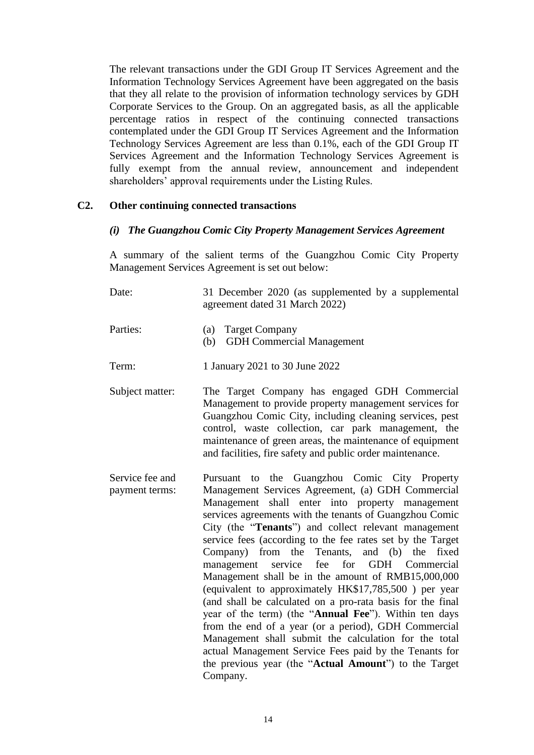The relevant transactions under the GDI Group IT Services Agreement and the Information Technology Services Agreement have been aggregated on the basis that they all relate to the provision of information technology services by GDH Corporate Services to the Group. On an aggregated basis, as all the applicable percentage ratios in respect of the continuing connected transactions contemplated under the GDI Group IT Services Agreement and the Information Technology Services Agreement are less than 0.1%, each of the GDI Group IT Services Agreement and the Information Technology Services Agreement is fully exempt from the annual review, announcement and independent shareholders' approval requirements under the Listing Rules.

## C2. Other continuing connected transactions

### *(i) The Guangzhou Comic City Property Management Services Agreement*

A summary of the salient terms of the Guangzhou Comic City Property Management Services Agreement is set out below:

| | |
|---|---|
| Date: | 31 December 2020 (as supplemented by a supplemental agreement dated 31 March 2022) |
| Parties: | (a) Target Company<br>(b) GDH Commercial Management |
| Term: | 1 January 2021 to 30 June 2022 |
| Subject matter: | The Target Company has engaged GDH Commercial Management to provide property management services for Guangzhou Comic City, including cleaning services, pest control, waste collection, car park management, the maintenance of green areas, the maintenance of equipment and facilities, fire safety and public order maintenance. |
| Service fee and payment terms: | Pursuant to the Guangzhou Comic City Property Management Services Agreement, (a) GDH Commercial Management shall enter into property management services agreements with the tenants of Guangzhou Comic City (the "**Tenants**") and collect relevant management service fees (according to the fee rates set by the Target Company) from the Tenants, and (b) the fixed management service fee for GDH Commercial Management shall be in the amount of RMB15,000,000 (equivalent to approximately HK$17,785,500 ) per year (and shall be calculated on a pro-rata basis for the final year of the term) (the "**Annual Fee**"). Within ten days from the end of a year (or a period), GDH Commercial Management shall submit the calculation for the total actual Management Service Fees paid by the Tenants for the previous year (the "**Actual Amount**") to the Target Company. |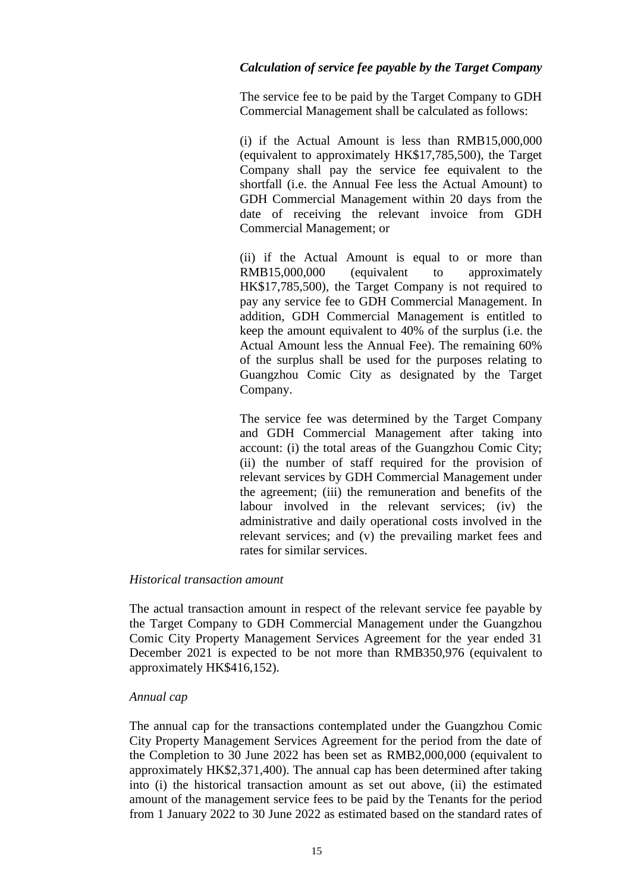***Calculation of service fee payable by the Target Company***

The service fee to be paid by the Target Company to GDH Commercial Management shall be calculated as follows:

(i) if the Actual Amount is less than RMB15,000,000 (equivalent to approximately HK$17,785,500), the Target Company shall pay the service fee equivalent to the shortfall (i.e. the Annual Fee less the Actual Amount) to GDH Commercial Management within 20 days from the date of receiving the relevant invoice from GDH Commercial Management; or

(ii) if the Actual Amount is equal to or more than RMB15,000,000 (equivalent to approximately HK$17,785,500), the Target Company is not required to pay any service fee to GDH Commercial Management. In addition, GDH Commercial Management is entitled to keep the amount equivalent to 40% of the surplus (i.e. the Actual Amount less the Annual Fee). The remaining 60% of the surplus shall be used for the purposes relating to Guangzhou Comic City as designated by the Target Company.

The service fee was determined by the Target Company and GDH Commercial Management after taking into account: (i) the total areas of the Guangzhou Comic City; (ii) the number of staff required for the provision of relevant services by GDH Commercial Management under the agreement; (iii) the remuneration and benefits of the labour involved in the relevant services; (iv) the administrative and daily operational costs involved in the relevant services; and (v) the prevailing market fees and rates for similar services.

*Historical transaction amount*

The actual transaction amount in respect of the relevant service fee payable by the Target Company to GDH Commercial Management under the Guangzhou Comic City Property Management Services Agreement for the year ended 31 December 2021 is expected to be not more than RMB350,976 (equivalent to approximately HK$416,152).

*Annual cap*

The annual cap for the transactions contemplated under the Guangzhou Comic City Property Management Services Agreement for the period from the date of the Completion to 30 June 2022 has been set as RMB2,000,000 (equivalent to approximately HK$2,371,400). The annual cap has been determined after taking into (i) the historical transaction amount as set out above, (ii) the estimated amount of the management service fees to be paid by the Tenants for the period from 1 January 2022 to 30 June 2022 as estimated based on the standard rates of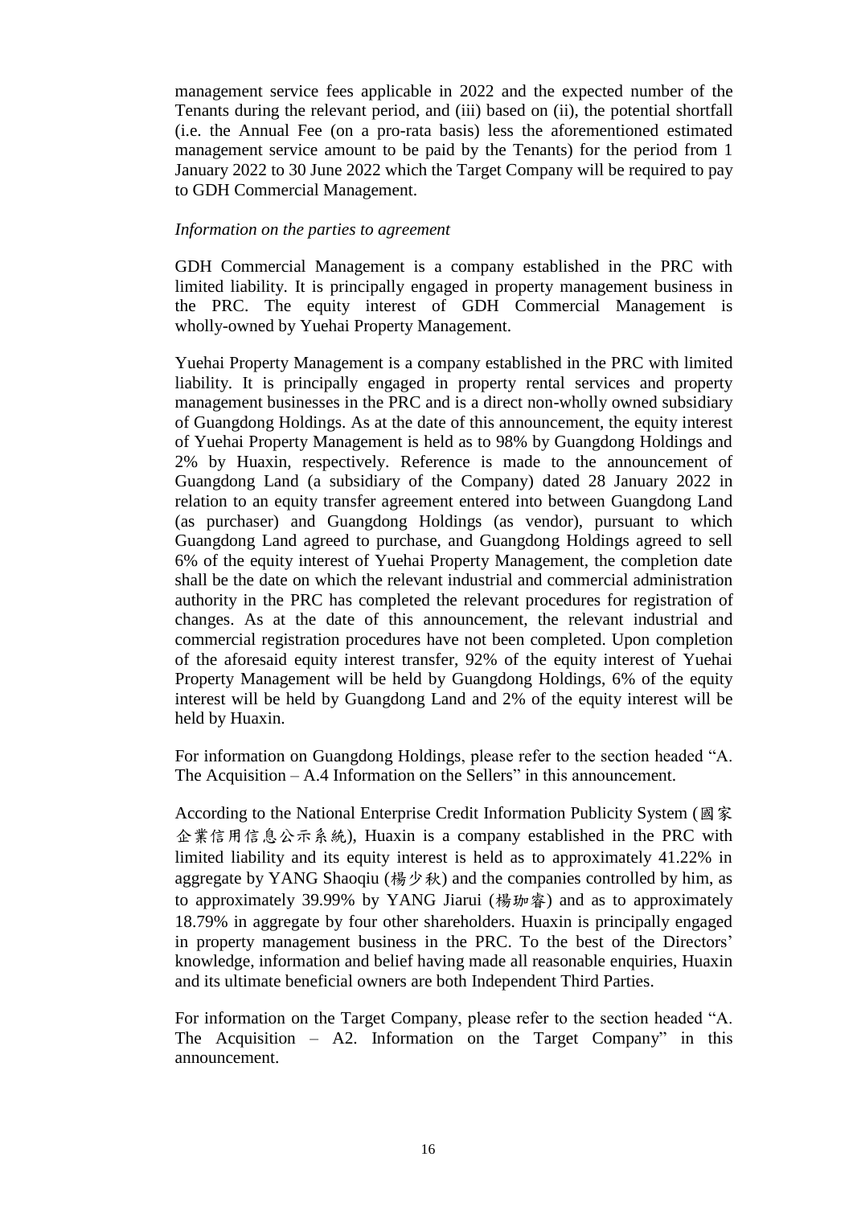management service fees applicable in 2022 and the expected number of the Tenants during the relevant period, and (iii) based on (ii), the potential shortfall (i.e. the Annual Fee (on a pro-rata basis) less the aforementioned estimated management service amount to be paid by the Tenants) for the period from 1 January 2022 to 30 June 2022 which the Target Company will be required to pay to GDH Commercial Management.

*Information on the parties to agreement*

GDH Commercial Management is a company established in the PRC with limited liability. It is principally engaged in property management business in the PRC. The equity interest of GDH Commercial Management is wholly-owned by Yuehai Property Management.

Yuehai Property Management is a company established in the PRC with limited liability. It is principally engaged in property rental services and property management businesses in the PRC and is a direct non-wholly owned subsidiary of Guangdong Holdings. As at the date of this announcement, the equity interest of Yuehai Property Management is held as to 98% by Guangdong Holdings and 2% by Huaxin, respectively. Reference is made to the announcement of Guangdong Land (a subsidiary of the Company) dated 28 January 2022 in relation to an equity transfer agreement entered into between Guangdong Land (as purchaser) and Guangdong Holdings (as vendor), pursuant to which Guangdong Land agreed to purchase, and Guangdong Holdings agreed to sell 6% of the equity interest of Yuehai Property Management, the completion date shall be the date on which the relevant industrial and commercial administration authority in the PRC has completed the relevant procedures for registration of changes. As at the date of this announcement, the relevant industrial and commercial registration procedures have not been completed. Upon completion of the aforesaid equity interest transfer, 92% of the equity interest of Yuehai Property Management will be held by Guangdong Holdings, 6% of the equity interest will be held by Guangdong Land and 2% of the equity interest will be held by Huaxin.

For information on Guangdong Holdings, please refer to the section headed "A. The Acquisition – A.4 Information on the Sellers" in this announcement.

According to the National Enterprise Credit Information Publicity System (國家企業信用信息公示系統), Huaxin is a company established in the PRC with limited liability and its equity interest is held as to approximately 41.22% in aggregate by YANG Shaoqiu (楊少秋) and the companies controlled by him, as to approximately 39.99% by YANG Jiarui (楊珈睿) and as to approximately 18.79% in aggregate by four other shareholders. Huaxin is principally engaged in property management business in the PRC. To the best of the Directors' knowledge, information and belief having made all reasonable enquiries, Huaxin and its ultimate beneficial owners are both Independent Third Parties.

For information on the Target Company, please refer to the section headed "A. The Acquisition – A2. Information on the Target Company" in this announcement.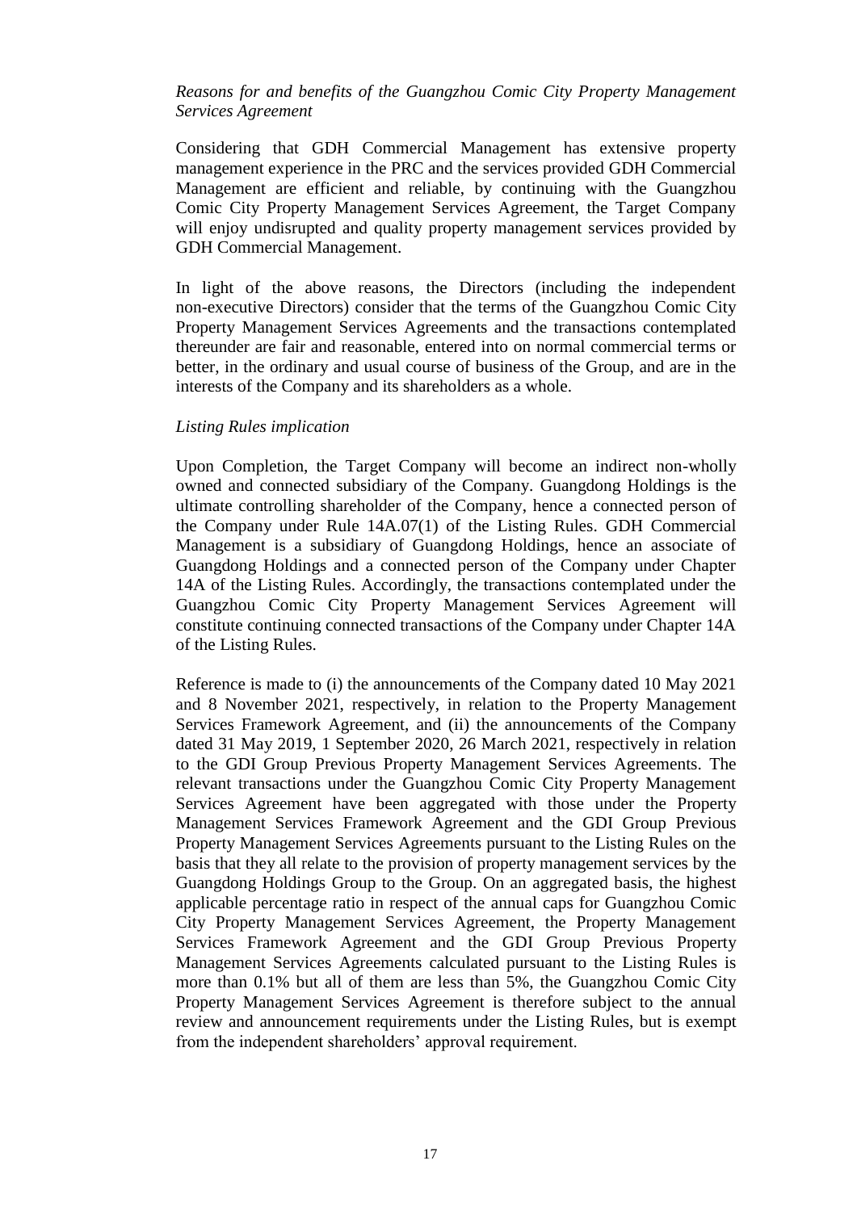*Reasons for and benefits of the Guangzhou Comic City Property Management Services Agreement*

Considering that GDH Commercial Management has extensive property management experience in the PRC and the services provided GDH Commercial Management are efficient and reliable, by continuing with the Guangzhou Comic City Property Management Services Agreement, the Target Company will enjoy undisrupted and quality property management services provided by GDH Commercial Management.

In light of the above reasons, the Directors (including the independent non-executive Directors) consider that the terms of the Guangzhou Comic City Property Management Services Agreements and the transactions contemplated thereunder are fair and reasonable, entered into on normal commercial terms or better, in the ordinary and usual course of business of the Group, and are in the interests of the Company and its shareholders as a whole.

*Listing Rules implication*

Upon Completion, the Target Company will become an indirect non-wholly owned and connected subsidiary of the Company. Guangdong Holdings is the ultimate controlling shareholder of the Company, hence a connected person of the Company under Rule 14A.07(1) of the Listing Rules. GDH Commercial Management is a subsidiary of Guangdong Holdings, hence an associate of Guangdong Holdings and a connected person of the Company under Chapter 14A of the Listing Rules. Accordingly, the transactions contemplated under the Guangzhou Comic City Property Management Services Agreement will constitute continuing connected transactions of the Company under Chapter 14A of the Listing Rules.

Reference is made to (i) the announcements of the Company dated 10 May 2021 and 8 November 2021, respectively, in relation to the Property Management Services Framework Agreement, and (ii) the announcements of the Company dated 31 May 2019, 1 September 2020, 26 March 2021, respectively in relation to the GDI Group Previous Property Management Services Agreements. The relevant transactions under the Guangzhou Comic City Property Management Services Agreement have been aggregated with those under the Property Management Services Framework Agreement and the GDI Group Previous Property Management Services Agreements pursuant to the Listing Rules on the basis that they all relate to the provision of property management services by the Guangdong Holdings Group to the Group. On an aggregated basis, the highest applicable percentage ratio in respect of the annual caps for Guangzhou Comic City Property Management Services Agreement, the Property Management Services Framework Agreement and the GDI Group Previous Property Management Services Agreements calculated pursuant to the Listing Rules is more than 0.1% but all of them are less than 5%, the Guangzhou Comic City Property Management Services Agreement is therefore subject to the annual review and announcement requirements under the Listing Rules, but is exempt from the independent shareholders' approval requirement.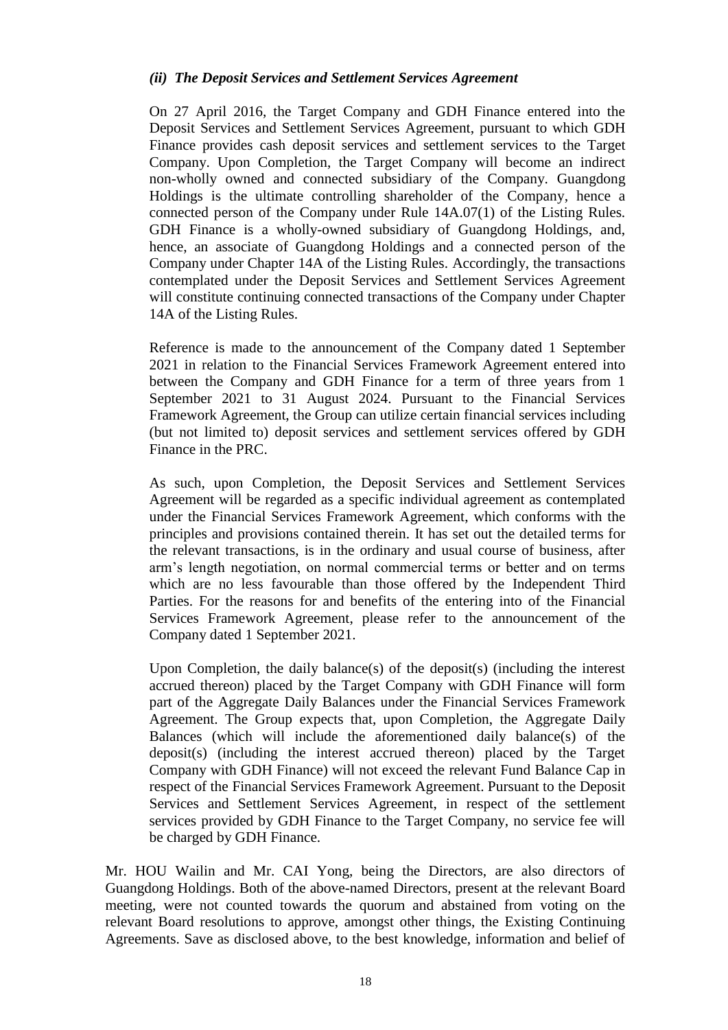*(ii) The Deposit Services and Settlement Services Agreement*

On 27 April 2016, the Target Company and GDH Finance entered into the Deposit Services and Settlement Services Agreement, pursuant to which GDH Finance provides cash deposit services and settlement services to the Target Company. Upon Completion, the Target Company will become an indirect non-wholly owned and connected subsidiary of the Company. Guangdong Holdings is the ultimate controlling shareholder of the Company, hence a connected person of the Company under Rule 14A.07(1) of the Listing Rules. GDH Finance is a wholly-owned subsidiary of Guangdong Holdings, and, hence, an associate of Guangdong Holdings and a connected person of the Company under Chapter 14A of the Listing Rules. Accordingly, the transactions contemplated under the Deposit Services and Settlement Services Agreement will constitute continuing connected transactions of the Company under Chapter 14A of the Listing Rules.

Reference is made to the announcement of the Company dated 1 September 2021 in relation to the Financial Services Framework Agreement entered into between the Company and GDH Finance for a term of three years from 1 September 2021 to 31 August 2024. Pursuant to the Financial Services Framework Agreement, the Group can utilize certain financial services including (but not limited to) deposit services and settlement services offered by GDH Finance in the PRC.

As such, upon Completion, the Deposit Services and Settlement Services Agreement will be regarded as a specific individual agreement as contemplated under the Financial Services Framework Agreement, which conforms with the principles and provisions contained therein. It has set out the detailed terms for the relevant transactions, is in the ordinary and usual course of business, after arm's length negotiation, on normal commercial terms or better and on terms which are no less favourable than those offered by the Independent Third Parties. For the reasons for and benefits of the entering into of the Financial Services Framework Agreement, please refer to the announcement of the Company dated 1 September 2021.

Upon Completion, the daily balance(s) of the deposit(s) (including the interest accrued thereon) placed by the Target Company with GDH Finance will form part of the Aggregate Daily Balances under the Financial Services Framework Agreement. The Group expects that, upon Completion, the Aggregate Daily Balances (which will include the aforementioned daily balance(s) of the deposit(s) (including the interest accrued thereon) placed by the Target Company with GDH Finance) will not exceed the relevant Fund Balance Cap in respect of the Financial Services Framework Agreement. Pursuant to the Deposit Services and Settlement Services Agreement, in respect of the settlement services provided by GDH Finance to the Target Company, no service fee will be charged by GDH Finance.

Mr. HOU Wailin and Mr. CAI Yong, being the Directors, are also directors of Guangdong Holdings. Both of the above-named Directors, present at the relevant Board meeting, were not counted towards the quorum and abstained from voting on the relevant Board resolutions to approve, amongst other things, the Existing Continuing Agreements. Save as disclosed above, to the best knowledge, information and belief of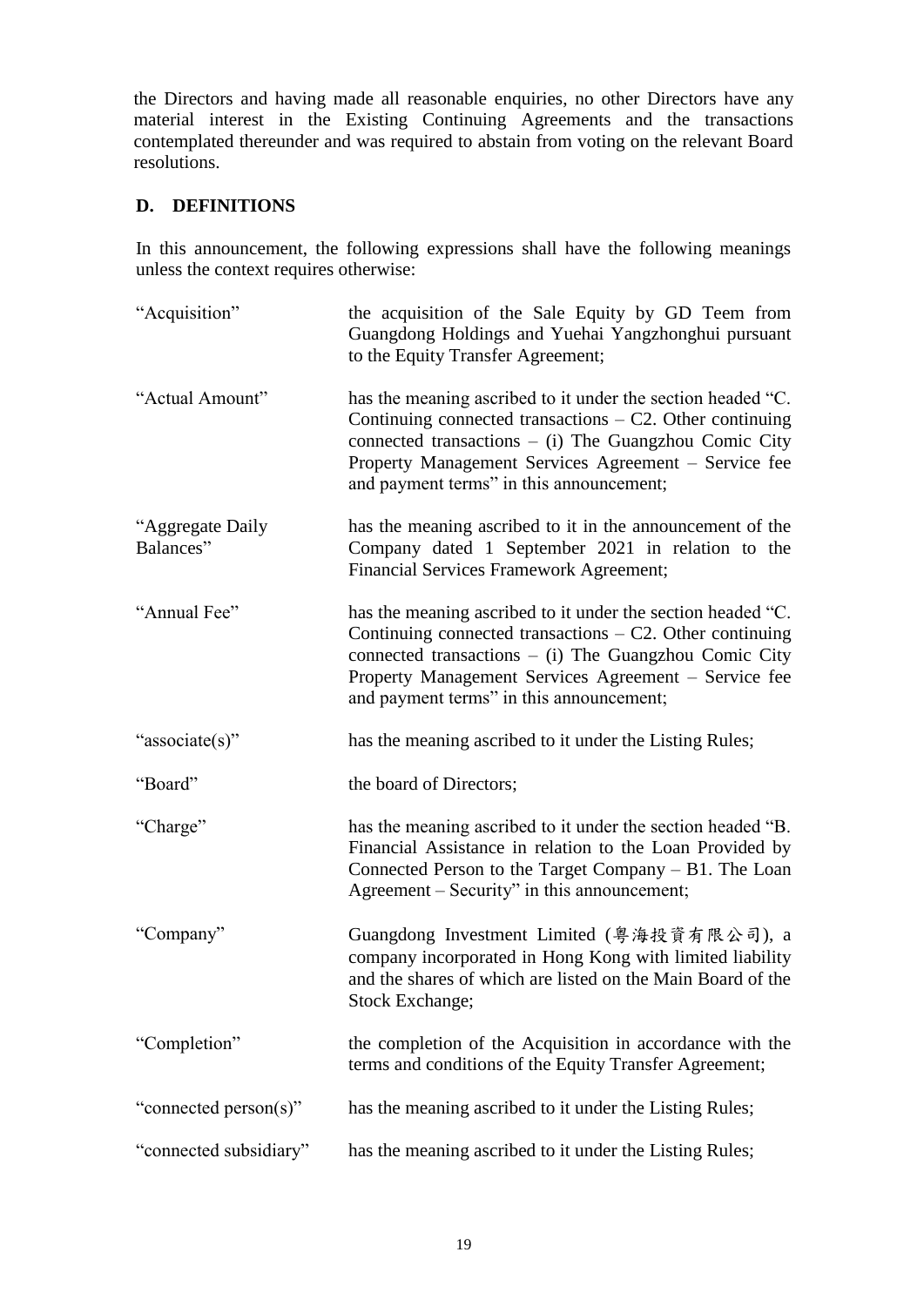the Directors and having made all reasonable enquiries, no other Directors have any material interest in the Existing Continuing Agreements and the transactions contemplated thereunder and was required to abstain from voting on the relevant Board resolutions.

## D. DEFINITIONS

In this announcement, the following expressions shall have the following meanings unless the context requires otherwise:

| | |
|---|---|
| "Acquisition" | the acquisition of the Sale Equity by GD Teem from Guangdong Holdings and Yuehai Yangzhonghui pursuant to the Equity Transfer Agreement; |
| "Actual Amount" | has the meaning ascribed to it under the section headed "C. Continuing connected transactions – C2. Other continuing connected transactions – (i) The Guangzhou Comic City Property Management Services Agreement – Service fee and payment terms" in this announcement; |
| "Aggregate Daily Balances" | has the meaning ascribed to it in the announcement of the Company dated 1 September 2021 in relation to the Financial Services Framework Agreement; |
| "Annual Fee" | has the meaning ascribed to it under the section headed "C. Continuing connected transactions – C2. Other continuing connected transactions – (i) The Guangzhou Comic City Property Management Services Agreement – Service fee and payment terms" in this announcement; |
| "associate(s)" | has the meaning ascribed to it under the Listing Rules; |
| "Board" | the board of Directors; |
| "Charge" | has the meaning ascribed to it under the section headed "B. Financial Assistance in relation to the Loan Provided by Connected Person to the Target Company – B1. The Loan Agreement – Security" in this announcement; |
| "Company" | Guangdong Investment Limited (粵海投資有限公司), a company incorporated in Hong Kong with limited liability and the shares of which are listed on the Main Board of the Stock Exchange; |
| "Completion" | the completion of the Acquisition in accordance with the terms and conditions of the Equity Transfer Agreement; |
| "connected person(s)" | has the meaning ascribed to it under the Listing Rules; |
| "connected subsidiary" | has the meaning ascribed to it under the Listing Rules; |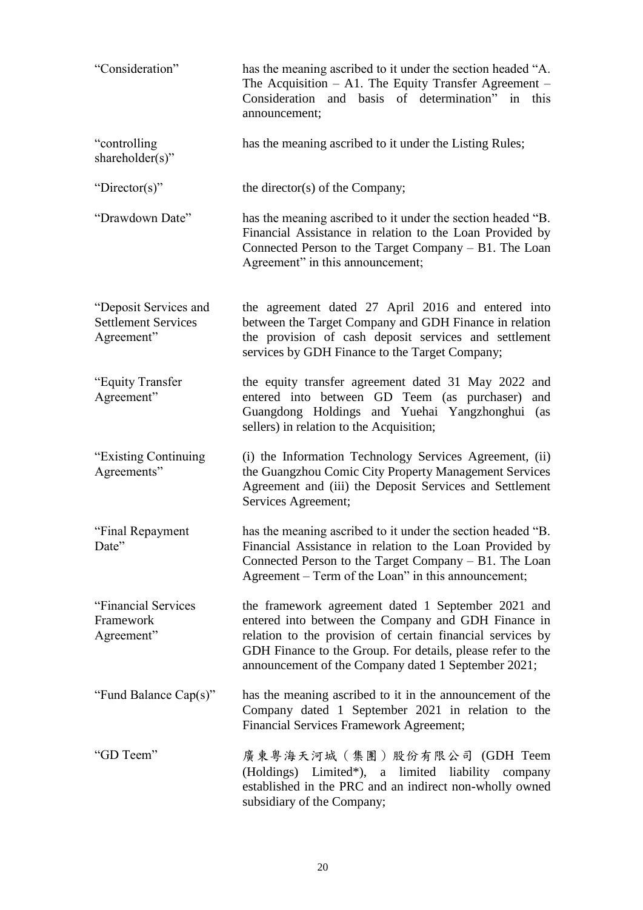| | |
|---|---|
| "Consideration" | has the meaning ascribed to it under the section headed "A. The Acquisition – A1. The Equity Transfer Agreement – Consideration and basis of determination" in this announcement; |
| "controlling shareholder(s)" | has the meaning ascribed to it under the Listing Rules; |
| "Director(s)" | the director(s) of the Company; |
| "Drawdown Date" | has the meaning ascribed to it under the section headed "B. Financial Assistance in relation to the Loan Provided by Connected Person to the Target Company – B1. The Loan Agreement" in this announcement; |
| "Deposit Services and Settlement Services Agreement" | the agreement dated 27 April 2016 and entered into between the Target Company and GDH Finance in relation the provision of cash deposit services and settlement services by GDH Finance to the Target Company; |
| "Equity Transfer Agreement" | the equity transfer agreement dated 31 May 2022 and entered into between GD Teem (as purchaser) and Guangdong Holdings and Yuehai Yangzhonghui (as sellers) in relation to the Acquisition; |
| "Existing Continuing Agreements" | (i) the Information Technology Services Agreement, (ii) the Guangzhou Comic City Property Management Services Agreement and (iii) the Deposit Services and Settlement Services Agreement; |
| "Final Repayment Date" | has the meaning ascribed to it under the section headed "B. Financial Assistance in relation to the Loan Provided by Connected Person to the Target Company – B1. The Loan Agreement – Term of the Loan" in this announcement; |
| "Financial Services Framework Agreement" | the framework agreement dated 1 September 2021 and entered into between the Company and GDH Finance in relation to the provision of certain financial services by GDH Finance to the Group. For details, please refer to the announcement of the Company dated 1 September 2021; |
| "Fund Balance Cap(s)" | has the meaning ascribed to it in the announcement of the Company dated 1 September 2021 in relation to the Financial Services Framework Agreement; |
| "GD Teem" | 廣東粵海天河城（集團）股份有限公司 (GDH Teem (Holdings) Limited*), a limited liability company established in the PRC and an indirect non-wholly owned subsidiary of the Company; |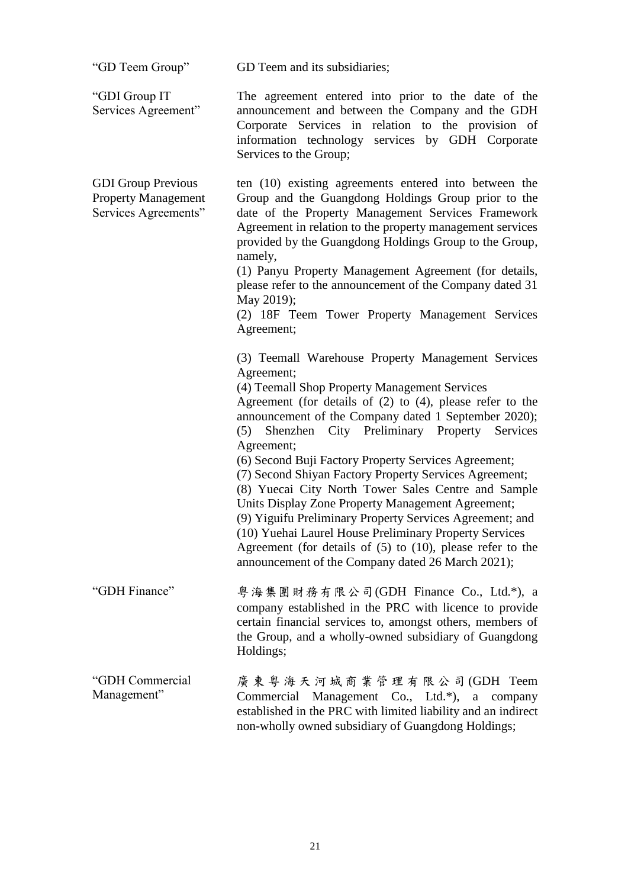| | |
|---|---|
| "GD Teem Group" | GD Teem and its subsidiaries; |
| "GDI Group IT Services Agreement" | The agreement entered into prior to the date of the announcement and between the Company and the GDH Corporate Services in relation to the provision of information technology services by GDH Corporate Services to the Group; |
| GDI Group Previous Property Management Services Agreements" | ten (10) existing agreements entered into between the Group and the Guangdong Holdings Group prior to the date of the Property Management Services Framework Agreement in relation to the property management services provided by the Guangdong Holdings Group to the Group, namely,<br>(1) Panyu Property Management Agreement (for details, please refer to the announcement of the Company dated 31 May 2019);<br>(2) 18F Teem Tower Property Management Services Agreement;<br><br>(3) Teemall Warehouse Property Management Services Agreement;<br>(4) Teemall Shop Property Management Services Agreement (for details of (2) to (4), please refer to the announcement of the Company dated 1 September 2020);<br>(5) Shenzhen City Preliminary Property Services Agreement;<br>(6) Second Buji Factory Property Services Agreement;<br>(7) Second Shiyan Factory Property Services Agreement;<br>(8) Yuecai City North Tower Sales Centre and Sample Units Display Zone Property Management Agreement;<br>(9) Yiguifu Preliminary Property Services Agreement; and<br>(10) Yuehai Laurel House Preliminary Property Services Agreement (for details of (5) to (10), please refer to the announcement of the Company dated 26 March 2021); |
| "GDH Finance" | 粵海集團財務有限公司(GDH Finance Co., Ltd.*), a company established in the PRC with licence to provide certain financial services to, amongst others, members of the Group, and a wholly-owned subsidiary of Guangdong Holdings; |
| "GDH Commercial Management" | 廣東粵海天河城商業管理有限公司(GDH Teem Commercial Management Co., Ltd.*), a company established in the PRC with limited liability and an indirect non-wholly owned subsidiary of Guangdong Holdings; |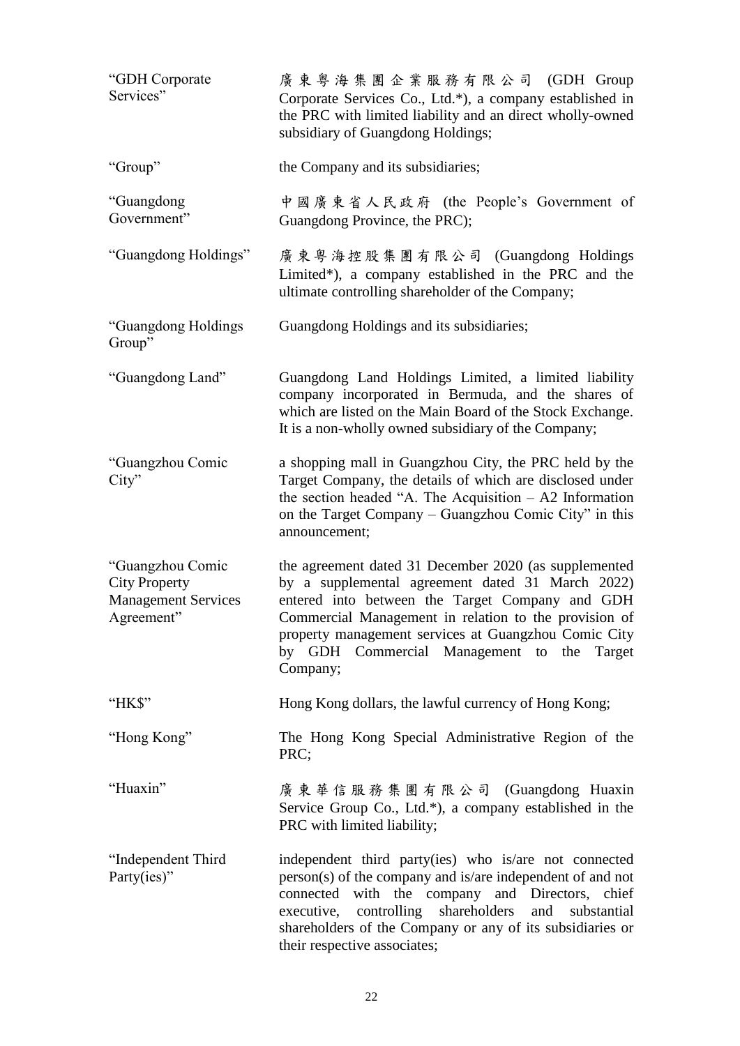| | |
|---|---|
| "GDH Corporate Services" | 廣東粵海集團企業服務有限公司 (GDH Group Corporate Services Co., Ltd.*), a company established in the PRC with limited liability and an direct wholly-owned subsidiary of Guangdong Holdings; |
| "Group" | the Company and its subsidiaries; |
| "Guangdong Government" | 中國廣東省人民政府 (the People's Government of Guangdong Province, the PRC); |
| "Guangdong Holdings" | 廣東粵海控股集團有限公司 (Guangdong Holdings Limited*), a company established in the PRC and the ultimate controlling shareholder of the Company; |
| "Guangdong Holdings Group" | Guangdong Holdings and its subsidiaries; |
| "Guangdong Land" | Guangdong Land Holdings Limited, a limited liability company incorporated in Bermuda, and the shares of which are listed on the Main Board of the Stock Exchange. It is a non-wholly owned subsidiary of the Company; |
| "Guangzhou Comic City" | a shopping mall in Guangzhou City, the PRC held by the Target Company, the details of which are disclosed under the section headed "A. The Acquisition – A2 Information on the Target Company – Guangzhou Comic City" in this announcement; |
| "Guangzhou Comic City Property Management Services Agreement" | the agreement dated 31 December 2020 (as supplemented by a supplemental agreement dated 31 March 2022) entered into between the Target Company and GDH Commercial Management in relation to the provision of property management services at Guangzhou Comic City by GDH Commercial Management to the Target Company; |
| "HK$" | Hong Kong dollars, the lawful currency of Hong Kong; |
| "Hong Kong" | The Hong Kong Special Administrative Region of the PRC; |
| "Huaxin" | 廣東華信服務集團有限公司 (Guangdong Huaxin Service Group Co., Ltd.*), a company established in the PRC with limited liability; |
| "Independent Third Party(ies)" | independent third party(ies) who is/are not connected person(s) of the company and is/are independent of and not connected with the company and Directors, chief executive, controlling shareholders and substantial shareholders of the Company or any of its subsidiaries or their respective associates; |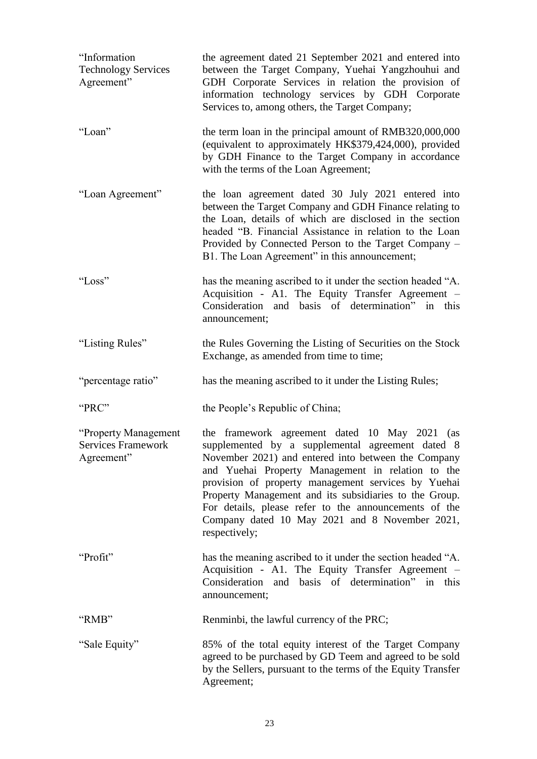| | |
|---|---|
| "Information Technology Services Agreement" | the agreement dated 21 September 2021 and entered into between the Target Company, Yuehai Yangzhouhui and GDH Corporate Services in relation the provision of information technology services by GDH Corporate Services to, among others, the Target Company; |
| "Loan" | the term loan in the principal amount of RMB320,000,000 (equivalent to approximately HK$379,424,000), provided by GDH Finance to the Target Company in accordance with the terms of the Loan Agreement; |
| "Loan Agreement" | the loan agreement dated 30 July 2021 entered into between the Target Company and GDH Finance relating to the Loan, details of which are disclosed in the section headed "B. Financial Assistance in relation to the Loan Provided by Connected Person to the Target Company – B1. The Loan Agreement" in this announcement; |
| "Loss" | has the meaning ascribed to it under the section headed "A. Acquisition - A1. The Equity Transfer Agreement – Consideration and basis of determination" in this announcement; |
| "Listing Rules" | the Rules Governing the Listing of Securities on the Stock Exchange, as amended from time to time; |
| "percentage ratio" | has the meaning ascribed to it under the Listing Rules; |
| "PRC" | the People's Republic of China; |
| "Property Management Services Framework Agreement" | the framework agreement dated 10 May 2021 (as supplemented by a supplemental agreement dated 8 November 2021) and entered into between the Company and Yuehai Property Management in relation to the provision of property management services by Yuehai Property Management and its subsidiaries to the Group. For details, please refer to the announcements of the Company dated 10 May 2021 and 8 November 2021, respectively; |
| "Profit" | has the meaning ascribed to it under the section headed "A. Acquisition - A1. The Equity Transfer Agreement – Consideration and basis of determination" in this announcement; |
| "RMB" | Renminbi, the lawful currency of the PRC; |
| "Sale Equity" | 85% of the total equity interest of the Target Company agreed to be purchased by GD Teem and agreed to be sold by the Sellers, pursuant to the terms of the Equity Transfer Agreement; |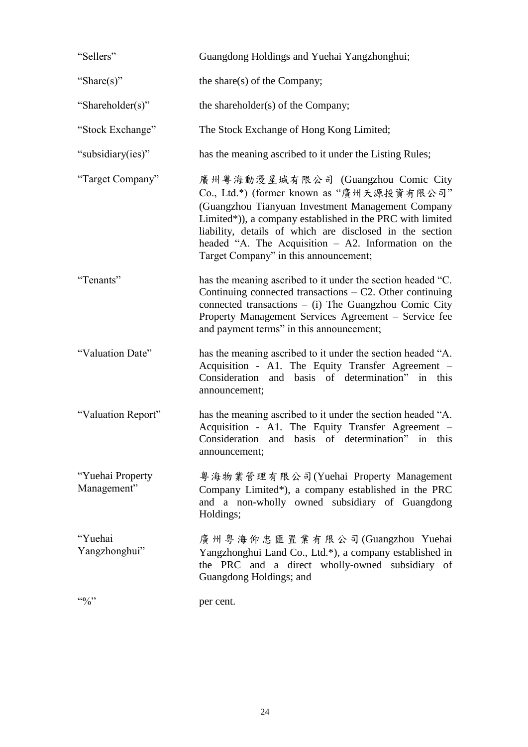| | |
|---|---|
| "Sellers" | Guangdong Holdings and Yuehai Yangzhonghui; |
| "Share(s)" | the share(s) of the Company; |
| "Shareholder(s)" | the shareholder(s) of the Company; |
| "Stock Exchange" | The Stock Exchange of Hong Kong Limited; |
| "subsidiary(ies)" | has the meaning ascribed to it under the Listing Rules; |
| "Target Company" | 廣州粵海動漫星城有限公司 (Guangzhou Comic City Co., Ltd.*) (former known as "廣州天源投資有限公司" (Guangzhou Tianyuan Investment Management Company Limited*)), a company established in the PRC with limited liability, details of which are disclosed in the section headed "A. The Acquisition – A2. Information on the Target Company" in this announcement; |
| "Tenants" | has the meaning ascribed to it under the section headed "C. Continuing connected transactions – C2. Other continuing connected transactions – (i) The Guangzhou Comic City Property Management Services Agreement – Service fee and payment terms" in this announcement; |
| "Valuation Date" | has the meaning ascribed to it under the section headed "A. Acquisition - A1. The Equity Transfer Agreement – Consideration and basis of determination" in this announcement; |
| "Valuation Report" | has the meaning ascribed to it under the section headed "A. Acquisition - A1. The Equity Transfer Agreement – Consideration and basis of determination" in this announcement; |
| "Yuehai Property Management" | 粵海物業管理有限公司 (Yuehai Property Management Company Limited*), a company established in the PRC and a non-wholly owned subsidiary of Guangdong Holdings; |
| "Yuehai Yangzhonghui" | 廣州粵海仰忠匯置業有限公司 (Guangzhou Yuehai Yangzhonghui Land Co., Ltd.*), a company established in the PRC and a direct wholly-owned subsidiary of Guangdong Holdings; and |
| "%" | per cent. |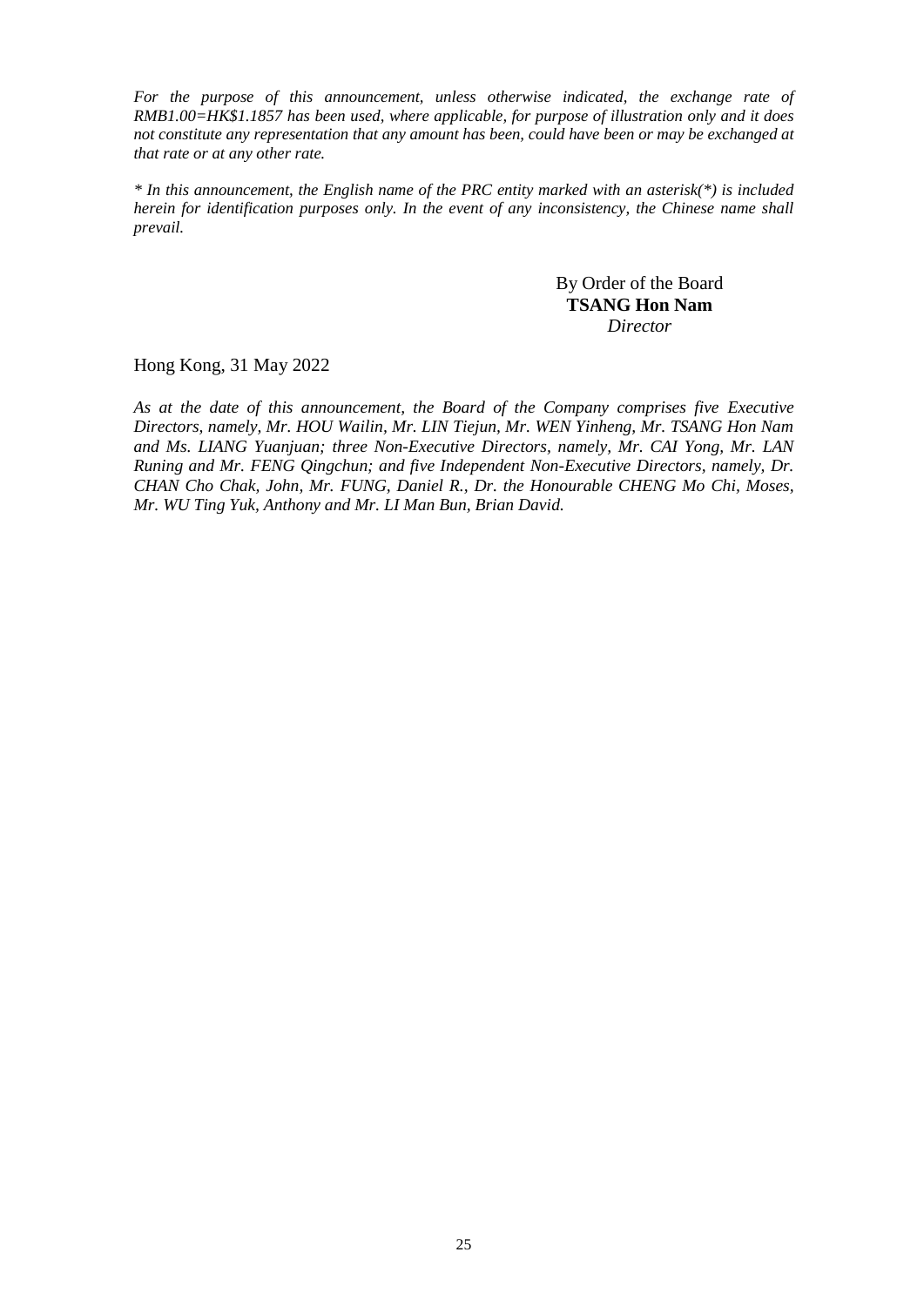*For the purpose of this announcement, unless otherwise indicated, the exchange rate of RMB1.00=HK$1.1857 has been used, where applicable, for purpose of illustration only and it does not constitute any representation that any amount has been, could have been or may be exchanged at that rate or at any other rate.*

*\* In this announcement, the English name of the PRC entity marked with an asterisk(\*) is included herein for identification purposes only. In the event of any inconsistency, the Chinese name shall prevail.*

By Order of the Board
**TSANG Hon Nam**
*Director*

Hong Kong, 31 May 2022

*As at the date of this announcement, the Board of the Company comprises five Executive Directors, namely, Mr. HOU Wailin, Mr. LIN Tiejun, Mr. WEN Yinheng, Mr. TSANG Hon Nam and Ms. LIANG Yuanjuan; three Non-Executive Directors, namely, Mr. CAI Yong, Mr. LAN Runing and Mr. FENG Qingchun; and five Independent Non-Executive Directors, namely, Dr. CHAN Cho Chak, John, Mr. FUNG, Daniel R., Dr. the Honourable CHENG Mo Chi, Moses, Mr. WU Ting Yuk, Anthony and Mr. LI Man Bun, Brian David.*